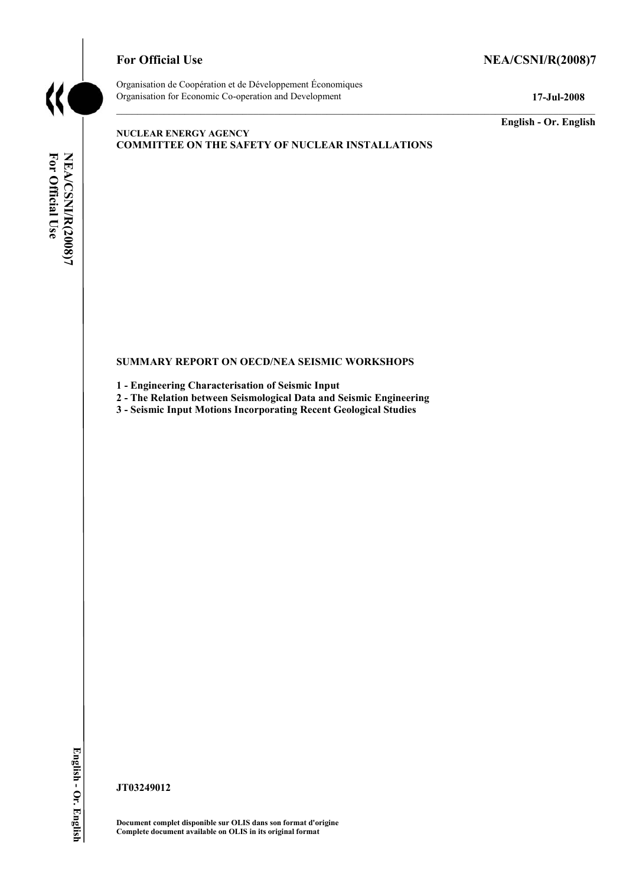**For Official Use** **NEA/CSNI/R(2008)7**

Organisation de Coopération et de Développement Économiques
Organisation for Economic Co-operation and Development **17-Jul-2008**

**English - Or. English**

**NUCLEAR ENERGY AGENCY**
**COMMITTEE ON THE SAFETY OF NUCLEAR INSTALLATIONS**

**SUMMARY REPORT ON OECD/NEA SEISMIC WORKSHOPS**

**1 - Engineering Characterisation of Seismic Input**
**2 - The Relation between Seismological Data and Seismic Engineering**
**3 - Seismic Input Motions Incorporating Recent Geological Studies**

**JT03249012**

**Document complet disponible sur OLIS dans son format d'origine**
**Complete document available on OLIS in its original format**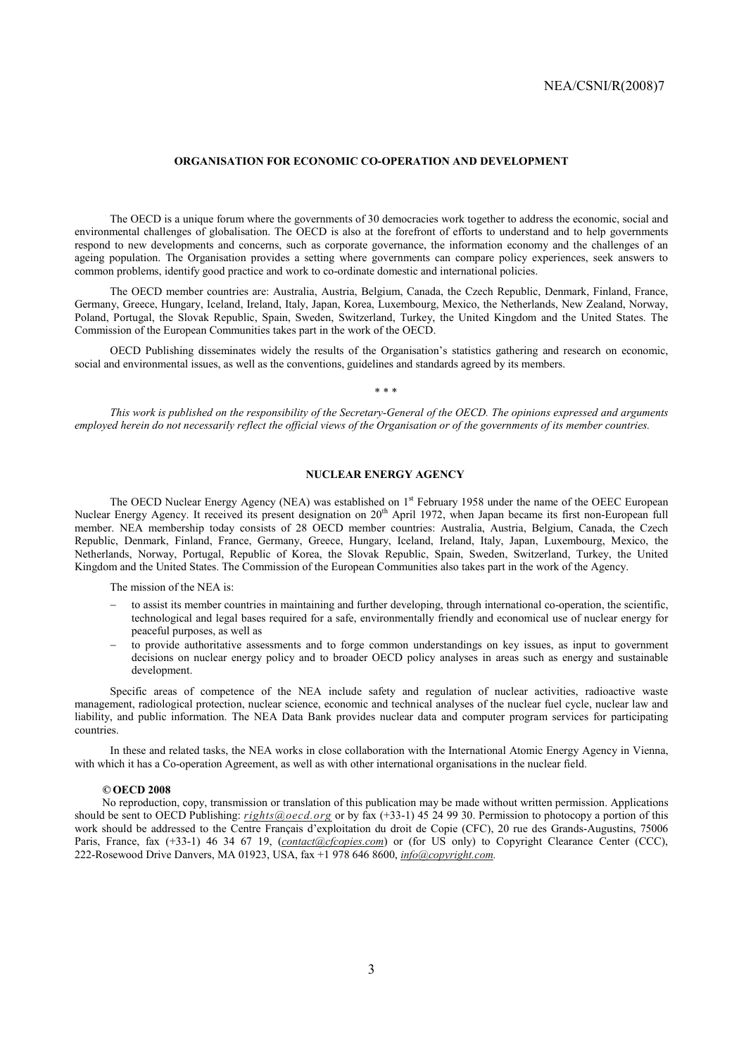## ORGANISATION FOR ECONOMIC CO-OPERATION AND DEVELOPMENT

The OECD is a unique forum where the governments of 30 democracies work together to address the economic, social and environmental challenges of globalisation. The OECD is also at the forefront of efforts to understand and to help governments respond to new developments and concerns, such as corporate governance, the information economy and the challenges of an ageing population. The Organisation provides a setting where governments can compare policy experiences, seek answers to common problems, identify good practice and work to co-ordinate domestic and international policies.

The OECD member countries are: Australia, Austria, Belgium, Canada, the Czech Republic, Denmark, Finland, France, Germany, Greece, Hungary, Iceland, Ireland, Italy, Japan, Korea, Luxembourg, Mexico, the Netherlands, New Zealand, Norway, Poland, Portugal, the Slovak Republic, Spain, Sweden, Switzerland, Turkey, the United Kingdom and the United States. The Commission of the European Communities takes part in the work of the OECD.

OECD Publishing disseminates widely the results of the Organisation's statistics gathering and research on economic, social and environmental issues, as well as the conventions, guidelines and standards agreed by its members.

\* \* \*

*This work is published on the responsibility of the Secretary-General of the OECD. The opinions expressed and arguments employed herein do not necessarily reflect the official views of the Organisation or of the governments of its member countries.*

## NUCLEAR ENERGY AGENCY

The OECD Nuclear Energy Agency (NEA) was established on 1st February 1958 under the name of the OEEC European Nuclear Energy Agency. It received its present designation on 20th April 1972, when Japan became its first non-European full member. NEA membership today consists of 28 OECD member countries: Australia, Austria, Belgium, Canada, the Czech Republic, Denmark, Finland, France, Germany, Greece, Hungary, Iceland, Ireland, Italy, Japan, Luxembourg, Mexico, the Netherlands, Norway, Portugal, Republic of Korea, the Slovak Republic, Spain, Sweden, Switzerland, Turkey, the United Kingdom and the United States. The Commission of the European Communities also takes part in the work of the Agency.

The mission of the NEA is:

- to assist its member countries in maintaining and further developing, through international co-operation, the scientific, technological and legal bases required for a safe, environmentally friendly and economical use of nuclear energy for peaceful purposes, as well as
- to provide authoritative assessments and to forge common understandings on key issues, as input to government decisions on nuclear energy policy and to broader OECD policy analyses in areas such as energy and sustainable development.

Specific areas of competence of the NEA include safety and regulation of nuclear activities, radioactive waste management, radiological protection, nuclear science, economic and technical analyses of the nuclear fuel cycle, nuclear law and liability, and public information. The NEA Data Bank provides nuclear data and computer program services for participating countries.

In these and related tasks, the NEA works in close collaboration with the International Atomic Energy Agency in Vienna, with which it has a Co-operation Agreement, as well as with other international organisations in the nuclear field.

**© OECD 2008**

No reproduction, copy, transmission or translation of this publication may be made without written permission. Applications should be sent to OECD Publishing: *rights@oecd.org* or by fax (+33-1) 45 24 99 30. Permission to photocopy a portion of this work should be addressed to the Centre Français d'exploitation du droit de Copie (CFC), 20 rue des Grands-Augustins, 75006 Paris, France, fax (+33-1) 46 34 67 19, (*contact@cfcopies.com*) or (for US only) to Copyright Clearance Center (CCC), 222-Rosewood Drive Danvers, MA 01923, USA, fax +1 978 646 8600, *info@copyright.com.*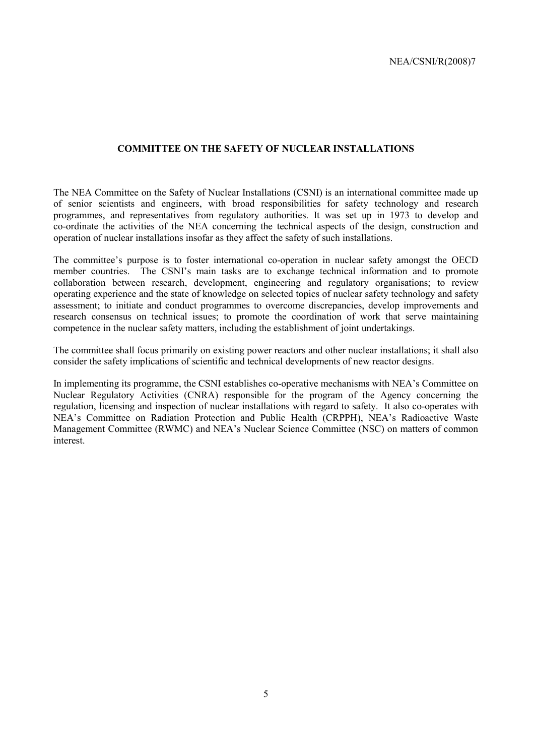## COMMITTEE ON THE SAFETY OF NUCLEAR INSTALLATIONS

The NEA Committee on the Safety of Nuclear Installations (CSNI) is an international committee made up of senior scientists and engineers, with broad responsibilities for safety technology and research programmes, and representatives from regulatory authorities. It was set up in 1973 to develop and co-ordinate the activities of the NEA concerning the technical aspects of the design, construction and operation of nuclear installations insofar as they affect the safety of such installations.

The committee's purpose is to foster international co-operation in nuclear safety amongst the OECD member countries. The CSNI's main tasks are to exchange technical information and to promote collaboration between research, development, engineering and regulatory organisations; to review operating experience and the state of knowledge on selected topics of nuclear safety technology and safety assessment; to initiate and conduct programmes to overcome discrepancies, develop improvements and research consensus on technical issues; to promote the coordination of work that serve maintaining competence in the nuclear safety matters, including the establishment of joint undertakings.

The committee shall focus primarily on existing power reactors and other nuclear installations; it shall also consider the safety implications of scientific and technical developments of new reactor designs.

In implementing its programme, the CSNI establishes co-operative mechanisms with NEA's Committee on Nuclear Regulatory Activities (CNRA) responsible for the program of the Agency concerning the regulation, licensing and inspection of nuclear installations with regard to safety. It also co-operates with NEA's Committee on Radiation Protection and Public Health (CRPPH), NEA's Radioactive Waste Management Committee (RWMC) and NEA's Nuclear Science Committee (NSC) on matters of common interest.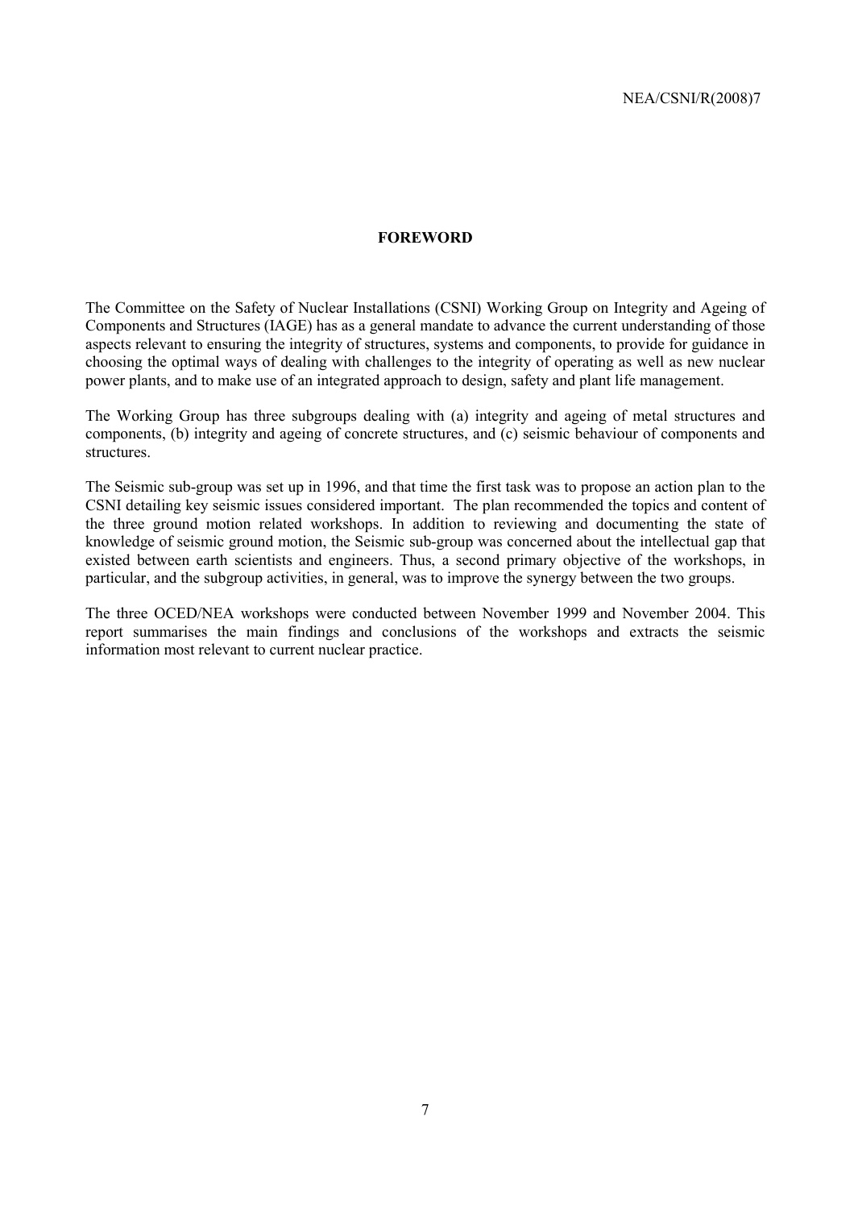## FOREWORD

The Committee on the Safety of Nuclear Installations (CSNI) Working Group on Integrity and Ageing of Components and Structures (IAGE) has as a general mandate to advance the current understanding of those aspects relevant to ensuring the integrity of structures, systems and components, to provide for guidance in choosing the optimal ways of dealing with challenges to the integrity of operating as well as new nuclear power plants, and to make use of an integrated approach to design, safety and plant life management.

The Working Group has three subgroups dealing with (a) integrity and ageing of metal structures and components, (b) integrity and ageing of concrete structures, and (c) seismic behaviour of components and structures.

The Seismic sub-group was set up in 1996, and that time the first task was to propose an action plan to the CSNI detailing key seismic issues considered important. The plan recommended the topics and content of the three ground motion related workshops. In addition to reviewing and documenting the state of knowledge of seismic ground motion, the Seismic sub-group was concerned about the intellectual gap that existed between earth scientists and engineers. Thus, a second primary objective of the workshops, in particular, and the subgroup activities, in general, was to improve the synergy between the two groups.

The three OCED/NEA workshops were conducted between November 1999 and November 2004. This report summarises the main findings and conclusions of the workshops and extracts the seismic information most relevant to current nuclear practice.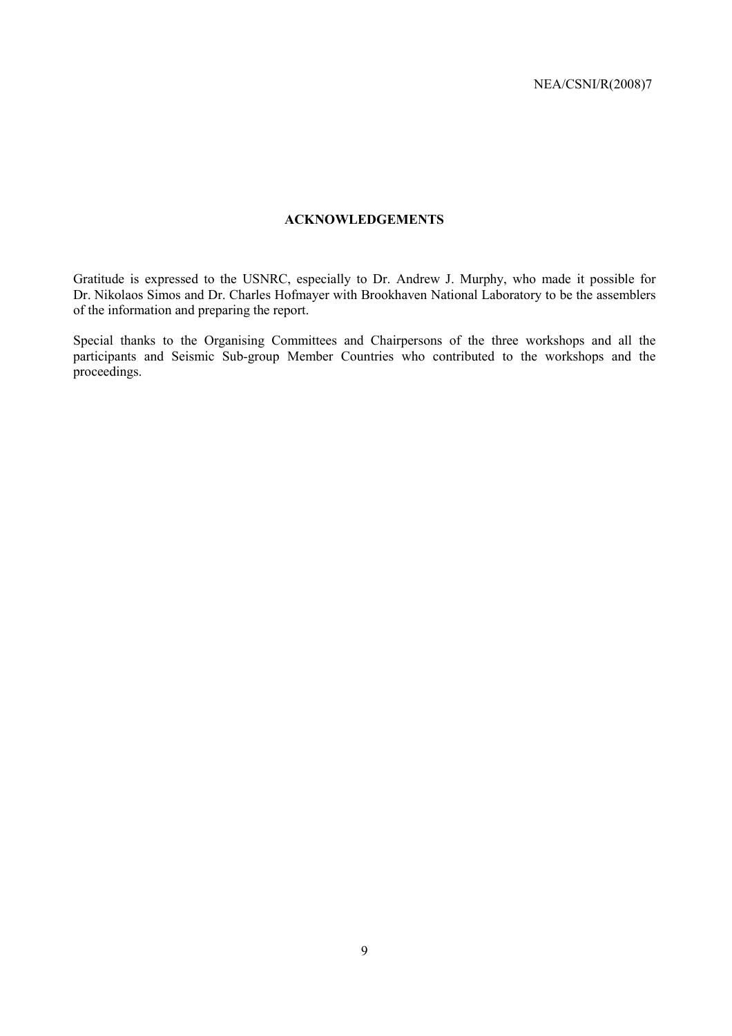# ACKNOWLEDGEMENTS

Gratitude is expressed to the USNRC, especially to Dr. Andrew J. Murphy, who made it possible for Dr. Nikolaos Simos and Dr. Charles Hofmayer with Brookhaven National Laboratory to be the assemblers of the information and preparing the report.

Special thanks to the Organising Committees and Chairpersons of the three workshops and all the participants and Seismic Sub-group Member Countries who contributed to the workshops and the proceedings.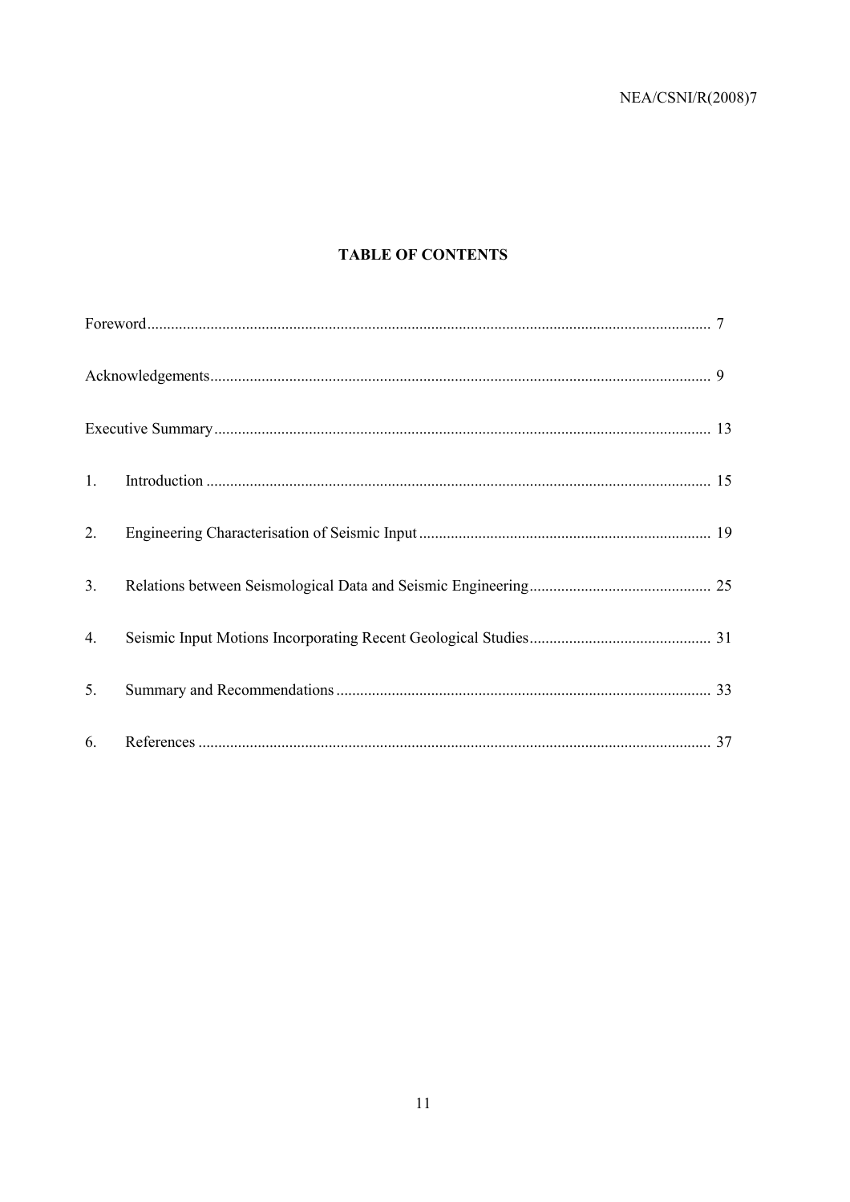# TABLE OF CONTENTS

| | |
|---|---|
| Foreword | 7 |
| Acknowledgements | 9 |
| Executive Summary | 13 |
| 1. Introduction | 15 |
| 2. Engineering Characterisation of Seismic Input | 19 |
| 3. Relations between Seismological Data and Seismic Engineering | 25 |
| 4. Seismic Input Motions Incorporating Recent Geological Studies | 31 |
| 5. Summary and Recommendations | 33 |
| 6. References | 37 |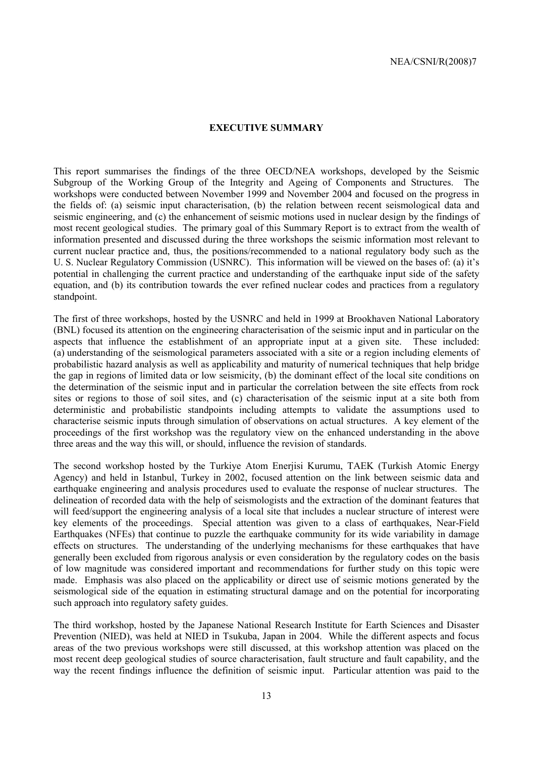## EXECUTIVE SUMMARY

This report summarises the findings of the three OECD/NEA workshops, developed by the Seismic Subgroup of the Working Group of the Integrity and Ageing of Components and Structures. The workshops were conducted between November 1999 and November 2004 and focused on the progress in the fields of: (a) seismic input characterisation, (b) the relation between recent seismological data and seismic engineering, and (c) the enhancement of seismic motions used in nuclear design by the findings of most recent geological studies. The primary goal of this Summary Report is to extract from the wealth of information presented and discussed during the three workshops the seismic information most relevant to current nuclear practice and, thus, the positions/recommended to a national regulatory body such as the U. S. Nuclear Regulatory Commission (USNRC). This information will be viewed on the bases of: (a) it's potential in challenging the current practice and understanding of the earthquake input side of the safety equation, and (b) its contribution towards the ever refined nuclear codes and practices from a regulatory standpoint.

The first of three workshops, hosted by the USNRC and held in 1999 at Brookhaven National Laboratory (BNL) focused its attention on the engineering characterisation of the seismic input and in particular on the aspects that influence the establishment of an appropriate input at a given site. These included: (a) understanding of the seismological parameters associated with a site or a region including elements of probabilistic hazard analysis as well as applicability and maturity of numerical techniques that help bridge the gap in regions of limited data or low seismicity, (b) the dominant effect of the local site conditions on the determination of the seismic input and in particular the correlation between the site effects from rock sites or regions to those of soil sites, and (c) characterisation of the seismic input at a site both from deterministic and probabilistic standpoints including attempts to validate the assumptions used to characterise seismic inputs through simulation of observations on actual structures. A key element of the proceedings of the first workshop was the regulatory view on the enhanced understanding in the above three areas and the way this will, or should, influence the revision of standards.

The second workshop hosted by the Turkiye Atom Enerjisi Kurumu, TAEK (Turkish Atomic Energy Agency) and held in Istanbul, Turkey in 2002, focused attention on the link between seismic data and earthquake engineering and analysis procedures used to evaluate the response of nuclear structures. The delineation of recorded data with the help of seismologists and the extraction of the dominant features that will feed/support the engineering analysis of a local site that includes a nuclear structure of interest were key elements of the proceedings. Special attention was given to a class of earthquakes, Near-Field Earthquakes (NFEs) that continue to puzzle the earthquake community for its wide variability in damage effects on structures. The understanding of the underlying mechanisms for these earthquakes that have generally been excluded from rigorous analysis or even consideration by the regulatory codes on the basis of low magnitude was considered important and recommendations for further study on this topic were made. Emphasis was also placed on the applicability or direct use of seismic motions generated by the seismological side of the equation in estimating structural damage and on the potential for incorporating such approach into regulatory safety guides.

The third workshop, hosted by the Japanese National Research Institute for Earth Sciences and Disaster Prevention (NIED), was held at NIED in Tsukuba, Japan in 2004. While the different aspects and focus areas of the two previous workshops were still discussed, at this workshop attention was placed on the most recent deep geological studies of source characterisation, fault structure and fault capability, and the way the recent findings influence the definition of seismic input. Particular attention was paid to the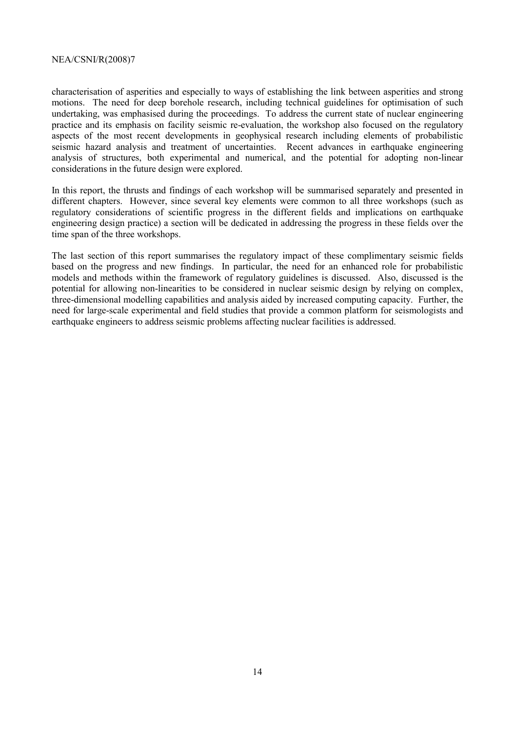characterisation of asperities and especially to ways of establishing the link between asperities and strong motions. The need for deep borehole research, including technical guidelines for optimisation of such undertaking, was emphasised during the proceedings. To address the current state of nuclear engineering practice and its emphasis on facility seismic re-evaluation, the workshop also focused on the regulatory aspects of the most recent developments in geophysical research including elements of probabilistic seismic hazard analysis and treatment of uncertainties. Recent advances in earthquake engineering analysis of structures, both experimental and numerical, and the potential for adopting non-linear considerations in the future design were explored.

In this report, the thrusts and findings of each workshop will be summarised separately and presented in different chapters. However, since several key elements were common to all three workshops (such as regulatory considerations of scientific progress in the different fields and implications on earthquake engineering design practice) a section will be dedicated in addressing the progress in these fields over the time span of the three workshops.

The last section of this report summarises the regulatory impact of these complimentary seismic fields based on the progress and new findings. In particular, the need for an enhanced role for probabilistic models and methods within the framework of regulatory guidelines is discussed. Also, discussed is the potential for allowing non-linearities to be considered in nuclear seismic design by relying on complex, three-dimensional modelling capabilities and analysis aided by increased computing capacity. Further, the need for large-scale experimental and field studies that provide a common platform for seismologists and earthquake engineers to address seismic problems affecting nuclear facilities is addressed.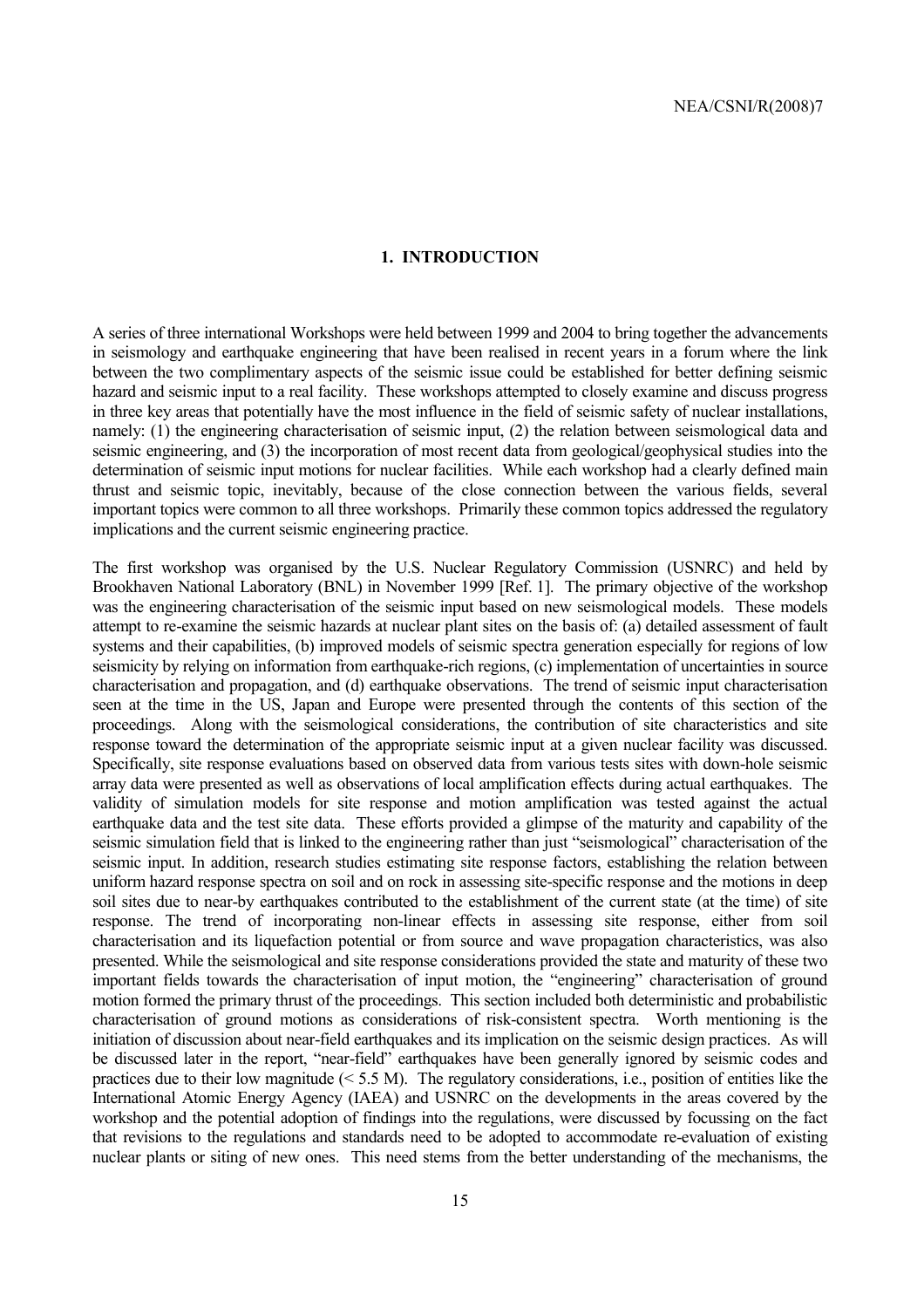# 1. INTRODUCTION

A series of three international Workshops were held between 1999 and 2004 to bring together the advancements in seismology and earthquake engineering that have been realised in recent years in a forum where the link between the two complimentary aspects of the seismic issue could be established for better defining seismic hazard and seismic input to a real facility. These workshops attempted to closely examine and discuss progress in three key areas that potentially have the most influence in the field of seismic safety of nuclear installations, namely: (1) the engineering characterisation of seismic input, (2) the relation between seismological data and seismic engineering, and (3) the incorporation of most recent data from geological/geophysical studies into the determination of seismic input motions for nuclear facilities. While each workshop had a clearly defined main thrust and seismic topic, inevitably, because of the close connection between the various fields, several important topics were common to all three workshops. Primarily these common topics addressed the regulatory implications and the current seismic engineering practice.

The first workshop was organised by the U.S. Nuclear Regulatory Commission (USNRC) and held by Brookhaven National Laboratory (BNL) in November 1999 [Ref. 1]. The primary objective of the workshop was the engineering characterisation of the seismic input based on new seismological models. These models attempt to re-examine the seismic hazards at nuclear plant sites on the basis of: (a) detailed assessment of fault systems and their capabilities, (b) improved models of seismic spectra generation especially for regions of low seismicity by relying on information from earthquake-rich regions, (c) implementation of uncertainties in source characterisation and propagation, and (d) earthquake observations. The trend of seismic input characterisation seen at the time in the US, Japan and Europe were presented through the contents of this section of the proceedings. Along with the seismological considerations, the contribution of site characteristics and site response toward the determination of the appropriate seismic input at a given nuclear facility was discussed. Specifically, site response evaluations based on observed data from various tests sites with down-hole seismic array data were presented as well as observations of local amplification effects during actual earthquakes. The validity of simulation models for site response and motion amplification was tested against the actual earthquake data and the test site data. These efforts provided a glimpse of the maturity and capability of the seismic simulation field that is linked to the engineering rather than just "seismological" characterisation of the seismic input. In addition, research studies estimating site response factors, establishing the relation between uniform hazard response spectra on soil and on rock in assessing site-specific response and the motions in deep soil sites due to near-by earthquakes contributed to the establishment of the current state (at the time) of site response. The trend of incorporating non-linear effects in assessing site response, either from soil characterisation and its liquefaction potential or from source and wave propagation characteristics, was also presented. While the seismological and site response considerations provided the state and maturity of these two important fields towards the characterisation of input motion, the "engineering" characterisation of ground motion formed the primary thrust of the proceedings. This section included both deterministic and probabilistic characterisation of ground motions as considerations of risk-consistent spectra. Worth mentioning is the initiation of discussion about near-field earthquakes and its implication on the seismic design practices. As will be discussed later in the report, "near-field" earthquakes have been generally ignored by seismic codes and practices due to their low magnitude (< 5.5 M). The regulatory considerations, i.e., position of entities like the International Atomic Energy Agency (IAEA) and USNRC on the developments in the areas covered by the workshop and the potential adoption of findings into the regulations, were discussed by focussing on the fact that revisions to the regulations and standards need to be adopted to accommodate re-evaluation of existing nuclear plants or siting of new ones. This need stems from the better understanding of the mechanisms, the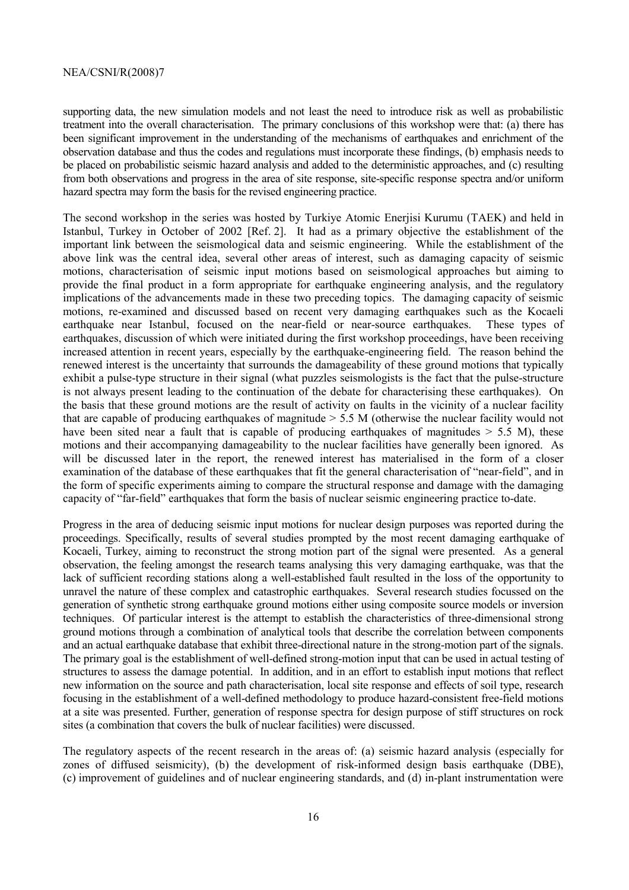supporting data, the new simulation models and not least the need to introduce risk as well as probabilistic treatment into the overall characterisation. The primary conclusions of this workshop were that: (a) there has been significant improvement in the understanding of the mechanisms of earthquakes and enrichment of the observation database and thus the codes and regulations must incorporate these findings, (b) emphasis needs to be placed on probabilistic seismic hazard analysis and added to the deterministic approaches, and (c) resulting from both observations and progress in the area of site response, site-specific response spectra and/or uniform hazard spectra may form the basis for the revised engineering practice.

The second workshop in the series was hosted by Turkiye Atomic Enerjisi Kurumu (TAEK) and held in Istanbul, Turkey in October of 2002 [Ref. 2]. It had as a primary objective the establishment of the important link between the seismological data and seismic engineering. While the establishment of the above link was the central idea, several other areas of interest, such as damaging capacity of seismic motions, characterisation of seismic input motions based on seismological approaches but aiming to provide the final product in a form appropriate for earthquake engineering analysis, and the regulatory implications of the advancements made in these two preceding topics. The damaging capacity of seismic motions, re-examined and discussed based on recent very damaging earthquakes such as the Kocaeli earthquake near Istanbul, focused on the near-field or near-source earthquakes. These types of earthquakes, discussion of which were initiated during the first workshop proceedings, have been receiving increased attention in recent years, especially by the earthquake-engineering field. The reason behind the renewed interest is the uncertainty that surrounds the damageability of these ground motions that typically exhibit a pulse-type structure in their signal (what puzzles seismologists is the fact that the pulse-structure is not always present leading to the continuation of the debate for characterising these earthquakes). On the basis that these ground motions are the result of activity on faults in the vicinity of a nuclear facility that are capable of producing earthquakes of magnitude > 5.5 M (otherwise the nuclear facility would not have been sited near a fault that is capable of producing earthquakes of magnitudes > 5.5 M), these motions and their accompanying damageability to the nuclear facilities have generally been ignored. As will be discussed later in the report, the renewed interest has materialised in the form of a closer examination of the database of these earthquakes that fit the general characterisation of "near-field", and in the form of specific experiments aiming to compare the structural response and damage with the damaging capacity of "far-field" earthquakes that form the basis of nuclear seismic engineering practice to-date.

Progress in the area of deducing seismic input motions for nuclear design purposes was reported during the proceedings. Specifically, results of several studies prompted by the most recent damaging earthquake of Kocaeli, Turkey, aiming to reconstruct the strong motion part of the signal were presented. As a general observation, the feeling amongst the research teams analysing this very damaging earthquake, was that the lack of sufficient recording stations along a well-established fault resulted in the loss of the opportunity to unravel the nature of these complex and catastrophic earthquakes. Several research studies focussed on the generation of synthetic strong earthquake ground motions either using composite source models or inversion techniques. Of particular interest is the attempt to establish the characteristics of three-dimensional strong ground motions through a combination of analytical tools that describe the correlation between components and an actual earthquake database that exhibit three-directional nature in the strong-motion part of the signals. The primary goal is the establishment of well-defined strong-motion input that can be used in actual testing of structures to assess the damage potential. In addition, and in an effort to establish input motions that reflect new information on the source and path characterisation, local site response and effects of soil type, research focusing in the establishment of a well-defined methodology to produce hazard-consistent free-field motions at a site was presented. Further, generation of response spectra for design purpose of stiff structures on rock sites (a combination that covers the bulk of nuclear facilities) were discussed.

The regulatory aspects of the recent research in the areas of: (a) seismic hazard analysis (especially for zones of diffused seismicity), (b) the development of risk-informed design basis earthquake (DBE), (c) improvement of guidelines and of nuclear engineering standards, and (d) in-plant instrumentation were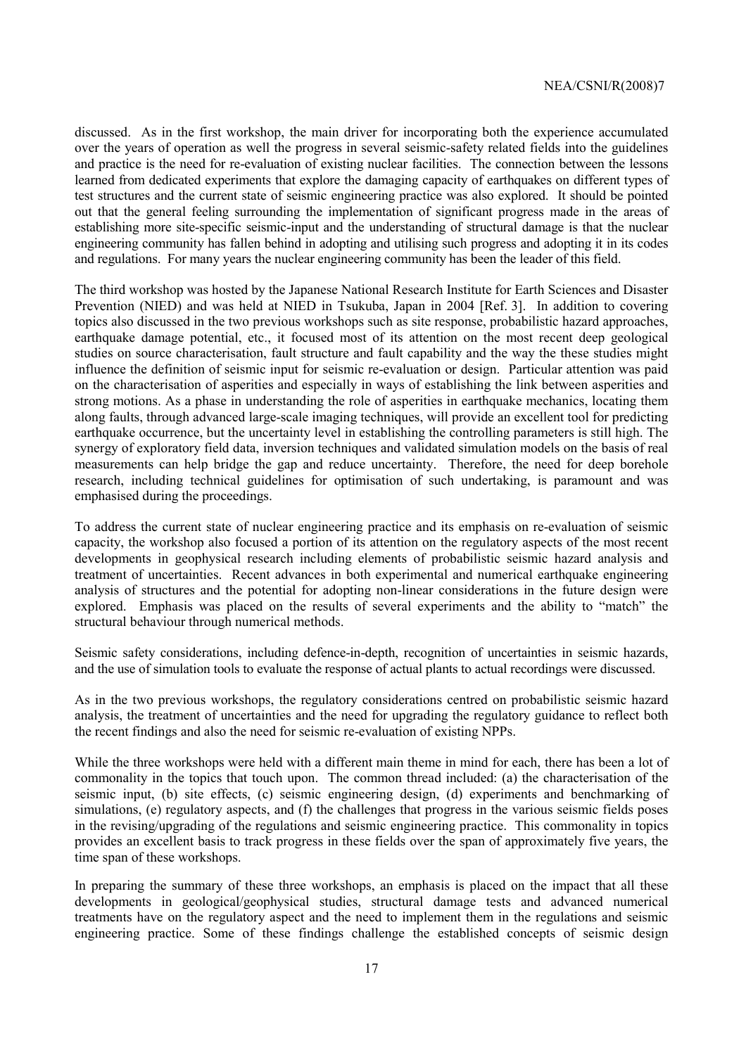discussed. As in the first workshop, the main driver for incorporating both the experience accumulated over the years of operation as well the progress in several seismic-safety related fields into the guidelines and practice is the need for re-evaluation of existing nuclear facilities. The connection between the lessons learned from dedicated experiments that explore the damaging capacity of earthquakes on different types of test structures and the current state of seismic engineering practice was also explored. It should be pointed out that the general feeling surrounding the implementation of significant progress made in the areas of establishing more site-specific seismic-input and the understanding of structural damage is that the nuclear engineering community has fallen behind in adopting and utilising such progress and adopting it in its codes and regulations. For many years the nuclear engineering community has been the leader of this field.

The third workshop was hosted by the Japanese National Research Institute for Earth Sciences and Disaster Prevention (NIED) and was held at NIED in Tsukuba, Japan in 2004 [Ref. 3]. In addition to covering topics also discussed in the two previous workshops such as site response, probabilistic hazard approaches, earthquake damage potential, etc., it focused most of its attention on the most recent deep geological studies on source characterisation, fault structure and fault capability and the way the these studies might influence the definition of seismic input for seismic re-evaluation or design. Particular attention was paid on the characterisation of asperities and especially in ways of establishing the link between asperities and strong motions. As a phase in understanding the role of asperities in earthquake mechanics, locating them along faults, through advanced large-scale imaging techniques, will provide an excellent tool for predicting earthquake occurrence, but the uncertainty level in establishing the controlling parameters is still high. The synergy of exploratory field data, inversion techniques and validated simulation models on the basis of real measurements can help bridge the gap and reduce uncertainty. Therefore, the need for deep borehole research, including technical guidelines for optimisation of such undertaking, is paramount and was emphasised during the proceedings.

To address the current state of nuclear engineering practice and its emphasis on re-evaluation of seismic capacity, the workshop also focused a portion of its attention on the regulatory aspects of the most recent developments in geophysical research including elements of probabilistic seismic hazard analysis and treatment of uncertainties. Recent advances in both experimental and numerical earthquake engineering analysis of structures and the potential for adopting non-linear considerations in the future design were explored. Emphasis was placed on the results of several experiments and the ability to "match" the structural behaviour through numerical methods.

Seismic safety considerations, including defence-in-depth, recognition of uncertainties in seismic hazards, and the use of simulation tools to evaluate the response of actual plants to actual recordings were discussed.

As in the two previous workshops, the regulatory considerations centred on probabilistic seismic hazard analysis, the treatment of uncertainties and the need for upgrading the regulatory guidance to reflect both the recent findings and also the need for seismic re-evaluation of existing NPPs.

While the three workshops were held with a different main theme in mind for each, there has been a lot of commonality in the topics that touch upon. The common thread included: (a) the characterisation of the seismic input, (b) site effects, (c) seismic engineering design, (d) experiments and benchmarking of simulations, (e) regulatory aspects, and (f) the challenges that progress in the various seismic fields poses in the revising/upgrading of the regulations and seismic engineering practice. This commonality in topics provides an excellent basis to track progress in these fields over the span of approximately five years, the time span of these workshops.

In preparing the summary of these three workshops, an emphasis is placed on the impact that all these developments in geological/geophysical studies, structural damage tests and advanced numerical treatments have on the regulatory aspect and the need to implement them in the regulations and seismic engineering practice. Some of these findings challenge the established concepts of seismic design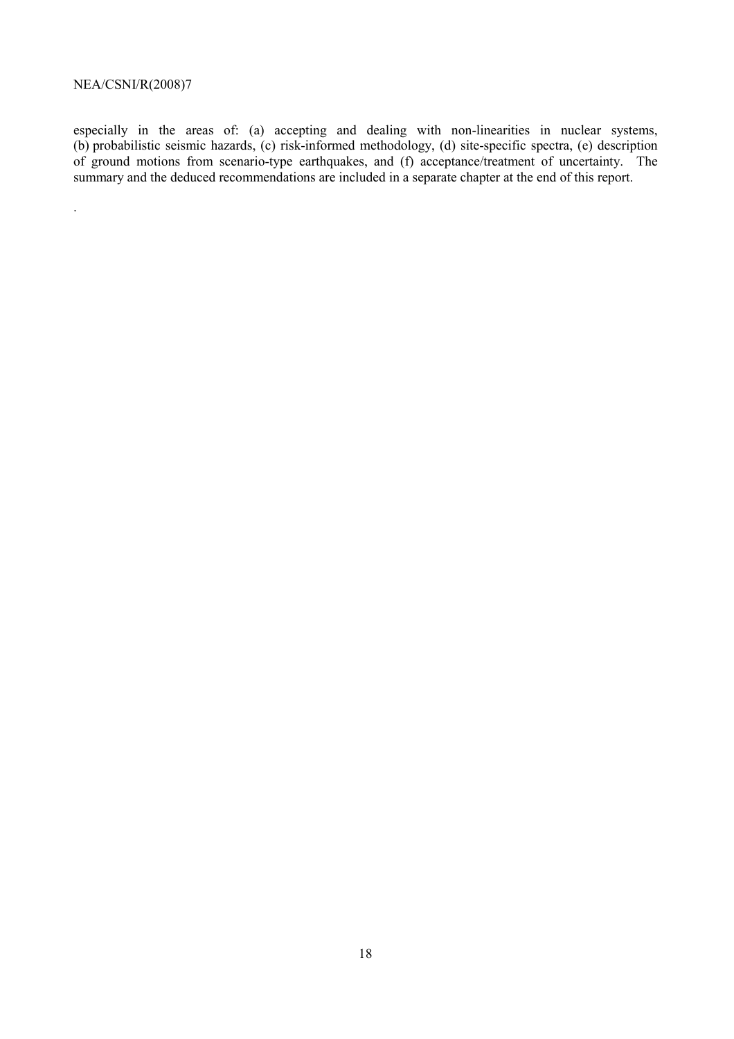especially in the areas of: (a) accepting and dealing with non-linearities in nuclear systems, (b) probabilistic seismic hazards, (c) risk-informed methodology, (d) site-specific spectra, (e) description of ground motions from scenario-type earthquakes, and (f) acceptance/treatment of uncertainty. The summary and the deduced recommendations are included in a separate chapter at the end of this report.

.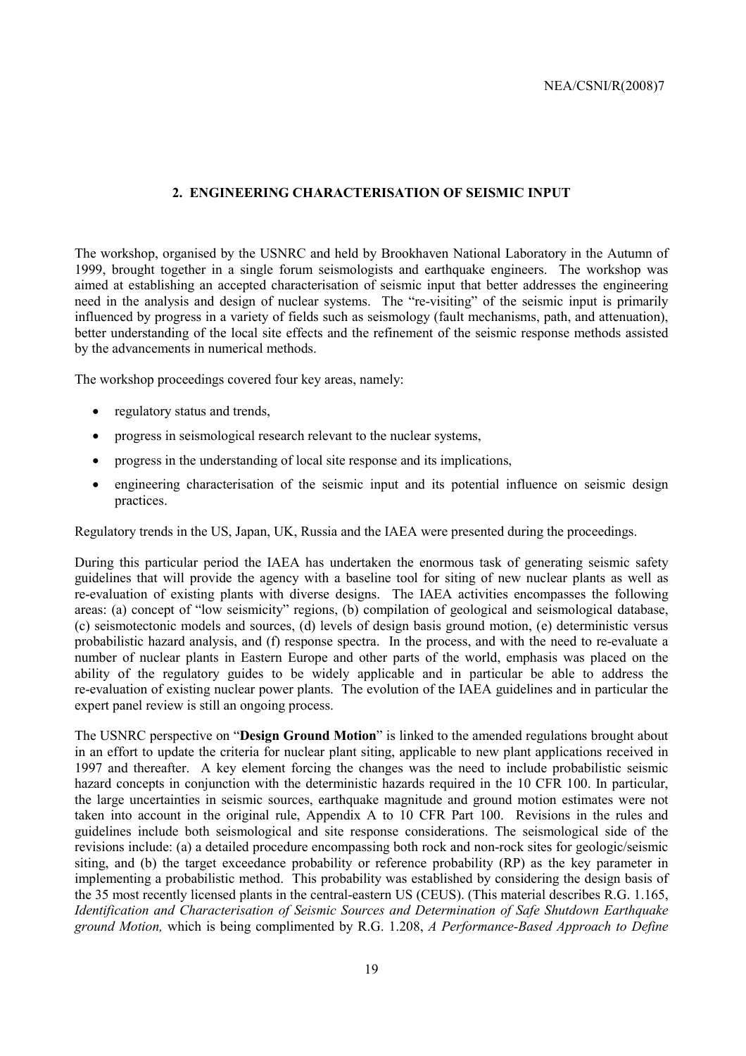## 2. ENGINEERING CHARACTERISATION OF SEISMIC INPUT

The workshop, organised by the USNRC and held by Brookhaven National Laboratory in the Autumn of 1999, brought together in a single forum seismologists and earthquake engineers. The workshop was aimed at establishing an accepted characterisation of seismic input that better addresses the engineering need in the analysis and design of nuclear systems. The "re-visiting" of the seismic input is primarily influenced by progress in a variety of fields such as seismology (fault mechanisms, path, and attenuation), better understanding of the local site effects and the refinement of the seismic response methods assisted by the advancements in numerical methods.

The workshop proceedings covered four key areas, namely:

- regulatory status and trends,
- progress in seismological research relevant to the nuclear systems,
- progress in the understanding of local site response and its implications,
- engineering characterisation of the seismic input and its potential influence on seismic design practices.

Regulatory trends in the US, Japan, UK, Russia and the IAEA were presented during the proceedings.

During this particular period the IAEA has undertaken the enormous task of generating seismic safety guidelines that will provide the agency with a baseline tool for siting of new nuclear plants as well as re-evaluation of existing plants with diverse designs. The IAEA activities encompasses the following areas: (a) concept of "low seismicity" regions, (b) compilation of geological and seismological database, (c) seismotectonic models and sources, (d) levels of design basis ground motion, (e) deterministic versus probabilistic hazard analysis, and (f) response spectra. In the process, and with the need to re-evaluate a number of nuclear plants in Eastern Europe and other parts of the world, emphasis was placed on the ability of the regulatory guides to be widely applicable and in particular be able to address the re-evaluation of existing nuclear power plants. The evolution of the IAEA guidelines and in particular the expert panel review is still an ongoing process.

The USNRC perspective on "**Design Ground Motion**" is linked to the amended regulations brought about in an effort to update the criteria for nuclear plant siting, applicable to new plant applications received in 1997 and thereafter. A key element forcing the changes was the need to include probabilistic seismic hazard concepts in conjunction with the deterministic hazards required in the 10 CFR 100. In particular, the large uncertainties in seismic sources, earthquake magnitude and ground motion estimates were not taken into account in the original rule, Appendix A to 10 CFR Part 100. Revisions in the rules and guidelines include both seismological and site response considerations. The seismological side of the revisions include: (a) a detailed procedure encompassing both rock and non-rock sites for geologic/seismic siting, and (b) the target exceedance probability or reference probability (RP) as the key parameter in implementing a probabilistic method. This probability was established by considering the design basis of the 35 most recently licensed plants in the central-eastern US (CEUS). (This material describes R.G. 1.165, *Identification and Characterisation of Seismic Sources and Determination of Safe Shutdown Earthquake ground Motion,* which is being complimented by R.G. 1.208, *A Performance-Based Approach to Define*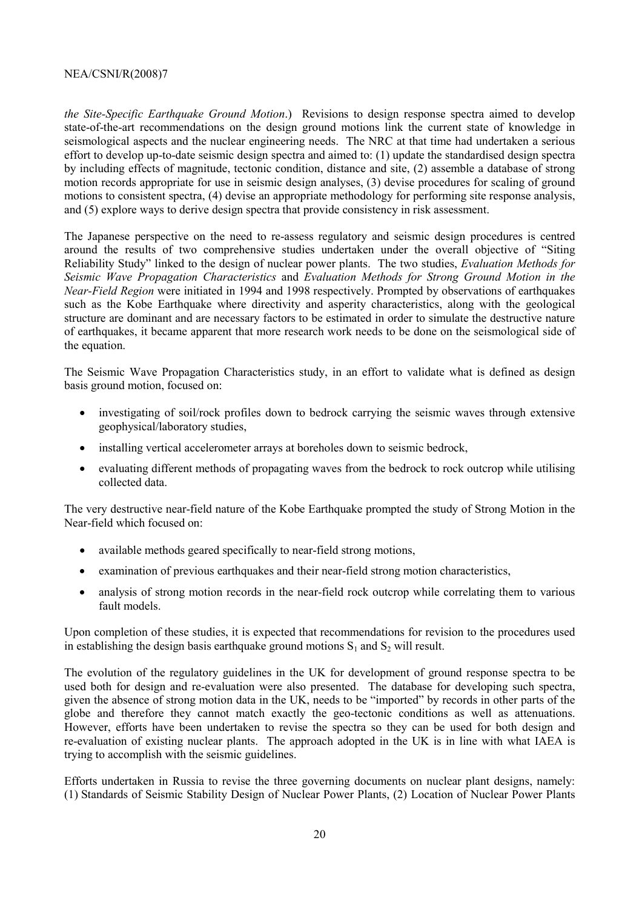*the Site-Specific Earthquake Ground Motion*.) Revisions to design response spectra aimed to develop state-of-the-art recommendations on the design ground motions link the current state of knowledge in seismological aspects and the nuclear engineering needs. The NRC at that time had undertaken a serious effort to develop up-to-date seismic design spectra and aimed to: (1) update the standardised design spectra by including effects of magnitude, tectonic condition, distance and site, (2) assemble a database of strong motion records appropriate for use in seismic design analyses, (3) devise procedures for scaling of ground motions to consistent spectra, (4) devise an appropriate methodology for performing site response analysis, and (5) explore ways to derive design spectra that provide consistency in risk assessment.

The Japanese perspective on the need to re-assess regulatory and seismic design procedures is centred around the results of two comprehensive studies undertaken under the overall objective of "Siting Reliability Study" linked to the design of nuclear power plants. The two studies, *Evaluation Methods for Seismic Wave Propagation Characteristics* and *Evaluation Methods for Strong Ground Motion in the Near-Field Region* were initiated in 1994 and 1998 respectively. Prompted by observations of earthquakes such as the Kobe Earthquake where directivity and asperity characteristics, along with the geological structure are dominant and are necessary factors to be estimated in order to simulate the destructive nature of earthquakes, it became apparent that more research work needs to be done on the seismological side of the equation.

The Seismic Wave Propagation Characteristics study, in an effort to validate what is defined as design basis ground motion, focused on:

- investigating of soil/rock profiles down to bedrock carrying the seismic waves through extensive geophysical/laboratory studies,
- installing vertical accelerometer arrays at boreholes down to seismic bedrock,
- evaluating different methods of propagating waves from the bedrock to rock outcrop while utilising collected data.

The very destructive near-field nature of the Kobe Earthquake prompted the study of Strong Motion in the Near-field which focused on:

- available methods geared specifically to near-field strong motions,
- examination of previous earthquakes and their near-field strong motion characteristics,
- analysis of strong motion records in the near-field rock outcrop while correlating them to various fault models.

Upon completion of these studies, it is expected that recommendations for revision to the procedures used in establishing the design basis earthquake ground motions $S_1$ and $S_2$ will result.

The evolution of the regulatory guidelines in the UK for development of ground response spectra to be used both for design and re-evaluation were also presented. The database for developing such spectra, given the absence of strong motion data in the UK, needs to be "imported" by records in other parts of the globe and therefore they cannot match exactly the geo-tectonic conditions as well as attenuations. However, efforts have been undertaken to revise the spectra so they can be used for both design and re-evaluation of existing nuclear plants. The approach adopted in the UK is in line with what IAEA is trying to accomplish with the seismic guidelines.

Efforts undertaken in Russia to revise the three governing documents on nuclear plant designs, namely: (1) Standards of Seismic Stability Design of Nuclear Power Plants, (2) Location of Nuclear Power Plants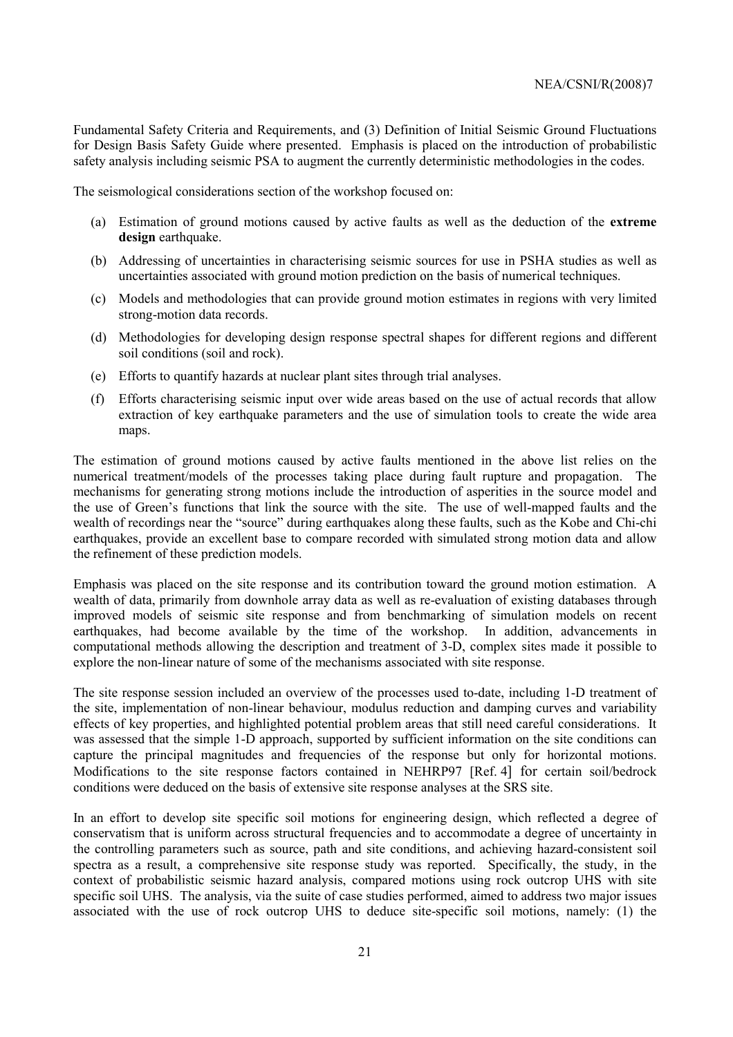Fundamental Safety Criteria and Requirements, and (3) Definition of Initial Seismic Ground Fluctuations for Design Basis Safety Guide where presented. Emphasis is placed on the introduction of probabilistic safety analysis including seismic PSA to augment the currently deterministic methodologies in the codes.

The seismological considerations section of the workshop focused on:

(a) Estimation of ground motions caused by active faults as well as the deduction of the **extreme design** earthquake.

(b) Addressing of uncertainties in characterising seismic sources for use in PSHA studies as well as uncertainties associated with ground motion prediction on the basis of numerical techniques.

(c) Models and methodologies that can provide ground motion estimates in regions with very limited strong-motion data records.

(d) Methodologies for developing design response spectral shapes for different regions and different soil conditions (soil and rock).

(e) Efforts to quantify hazards at nuclear plant sites through trial analyses.

(f) Efforts characterising seismic input over wide areas based on the use of actual records that allow extraction of key earthquake parameters and the use of simulation tools to create the wide area maps.

The estimation of ground motions caused by active faults mentioned in the above list relies on the numerical treatment/models of the processes taking place during fault rupture and propagation. The mechanisms for generating strong motions include the introduction of asperities in the source model and the use of Green's functions that link the source with the site. The use of well-mapped faults and the wealth of recordings near the "source" during earthquakes along these faults, such as the Kobe and Chi-chi earthquakes, provide an excellent base to compare recorded with simulated strong motion data and allow the refinement of these prediction models.

Emphasis was placed on the site response and its contribution toward the ground motion estimation. A wealth of data, primarily from downhole array data as well as re-evaluation of existing databases through improved models of seismic site response and from benchmarking of simulation models on recent earthquakes, had become available by the time of the workshop. In addition, advancements in computational methods allowing the description and treatment of 3-D, complex sites made it possible to explore the non-linear nature of some of the mechanisms associated with site response.

The site response session included an overview of the processes used to-date, including 1-D treatment of the site, implementation of non-linear behaviour, modulus reduction and damping curves and variability effects of key properties, and highlighted potential problem areas that still need careful considerations. It was assessed that the simple 1-D approach, supported by sufficient information on the site conditions can capture the principal magnitudes and frequencies of the response but only for horizontal motions. Modifications to the site response factors contained in NEHRP97 [Ref. 4] for certain soil/bedrock conditions were deduced on the basis of extensive site response analyses at the SRS site.

In an effort to develop site specific soil motions for engineering design, which reflected a degree of conservatism that is uniform across structural frequencies and to accommodate a degree of uncertainty in the controlling parameters such as source, path and site conditions, and achieving hazard-consistent soil spectra as a result, a comprehensive site response study was reported. Specifically, the study, in the context of probabilistic seismic hazard analysis, compared motions using rock outcrop UHS with site specific soil UHS. The analysis, via the suite of case studies performed, aimed to address two major issues associated with the use of rock outcrop UHS to deduce site-specific soil motions, namely: (1) the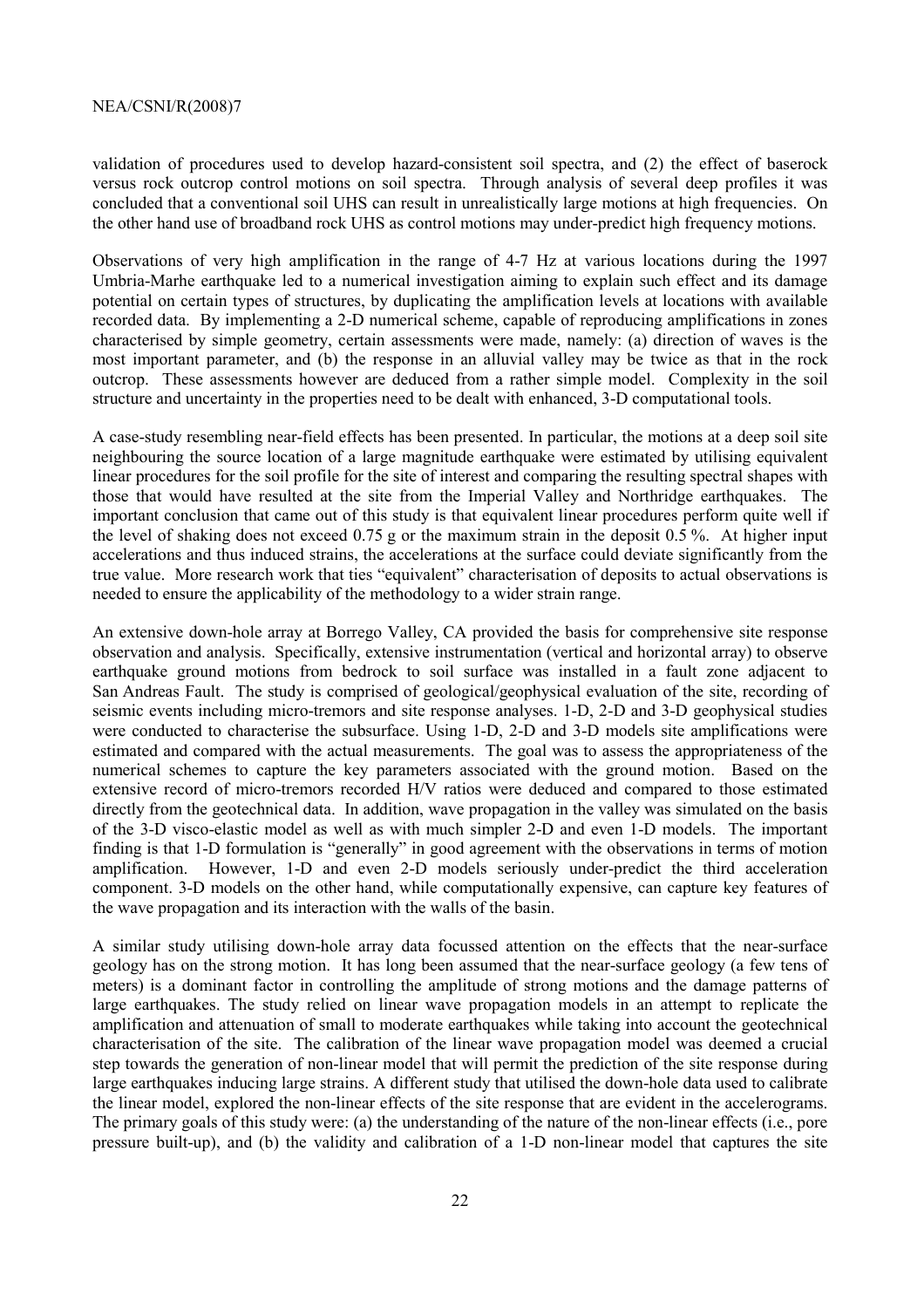validation of procedures used to develop hazard-consistent soil spectra, and (2) the effect of baserock versus rock outcrop control motions on soil spectra. Through analysis of several deep profiles it was concluded that a conventional soil UHS can result in unrealistically large motions at high frequencies. On the other hand use of broadband rock UHS as control motions may under-predict high frequency motions.

Observations of very high amplification in the range of 4-7 Hz at various locations during the 1997 Umbria-Marhe earthquake led to a numerical investigation aiming to explain such effect and its damage potential on certain types of structures, by duplicating the amplification levels at locations with available recorded data. By implementing a 2-D numerical scheme, capable of reproducing amplifications in zones characterised by simple geometry, certain assessments were made, namely: (a) direction of waves is the most important parameter, and (b) the response in an alluvial valley may be twice as that in the rock outcrop. These assessments however are deduced from a rather simple model. Complexity in the soil structure and uncertainty in the properties need to be dealt with enhanced, 3-D computational tools.

A case-study resembling near-field effects has been presented. In particular, the motions at a deep soil site neighbouring the source location of a large magnitude earthquake were estimated by utilising equivalent linear procedures for the soil profile for the site of interest and comparing the resulting spectral shapes with those that would have resulted at the site from the Imperial Valley and Northridge earthquakes. The important conclusion that came out of this study is that equivalent linear procedures perform quite well if the level of shaking does not exceed 0.75 g or the maximum strain in the deposit 0.5 %. At higher input accelerations and thus induced strains, the accelerations at the surface could deviate significantly from the true value. More research work that ties "equivalent" characterisation of deposits to actual observations is needed to ensure the applicability of the methodology to a wider strain range.

An extensive down-hole array at Borrego Valley, CA provided the basis for comprehensive site response observation and analysis. Specifically, extensive instrumentation (vertical and horizontal array) to observe earthquake ground motions from bedrock to soil surface was installed in a fault zone adjacent to San Andreas Fault. The study is comprised of geological/geophysical evaluation of the site, recording of seismic events including micro-tremors and site response analyses. 1-D, 2-D and 3-D geophysical studies were conducted to characterise the subsurface. Using 1-D, 2-D and 3-D models site amplifications were estimated and compared with the actual measurements. The goal was to assess the appropriateness of the numerical schemes to capture the key parameters associated with the ground motion. Based on the extensive record of micro-tremors recorded H/V ratios were deduced and compared to those estimated directly from the geotechnical data. In addition, wave propagation in the valley was simulated on the basis of the 3-D visco-elastic model as well as with much simpler 2-D and even 1-D models. The important finding is that 1-D formulation is "generally" in good agreement with the observations in terms of motion amplification. However, 1-D and even 2-D models seriously under-predict the third acceleration component. 3-D models on the other hand, while computationally expensive, can capture key features of the wave propagation and its interaction with the walls of the basin.

A similar study utilising down-hole array data focussed attention on the effects that the near-surface geology has on the strong motion. It has long been assumed that the near-surface geology (a few tens of meters) is a dominant factor in controlling the amplitude of strong motions and the damage patterns of large earthquakes. The study relied on linear wave propagation models in an attempt to replicate the amplification and attenuation of small to moderate earthquakes while taking into account the geotechnical characterisation of the site. The calibration of the linear wave propagation model was deemed a crucial step towards the generation of non-linear model that will permit the prediction of the site response during large earthquakes inducing large strains. A different study that utilised the down-hole data used to calibrate the linear model, explored the non-linear effects of the site response that are evident in the accelerograms. The primary goals of this study were: (a) the understanding of the nature of the non-linear effects (i.e., pore pressure built-up), and (b) the validity and calibration of a 1-D non-linear model that captures the site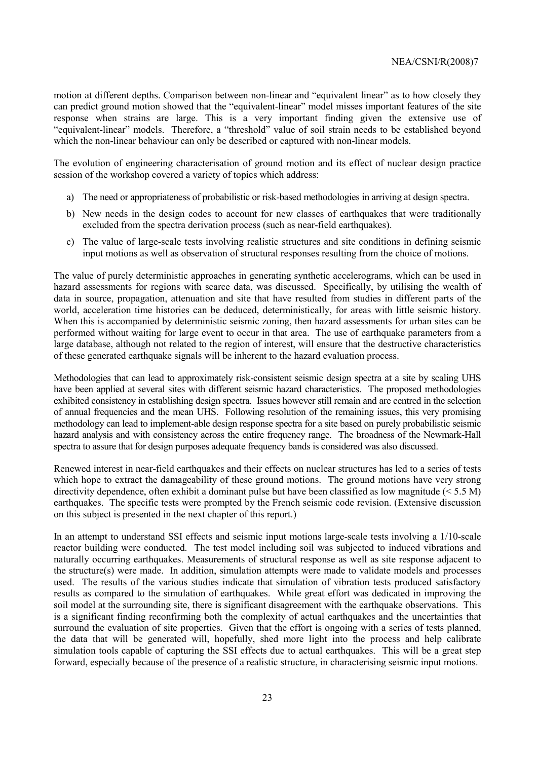motion at different depths. Comparison between non-linear and "equivalent linear" as to how closely they can predict ground motion showed that the "equivalent-linear" model misses important features of the site response when strains are large. This is a very important finding given the extensive use of "equivalent-linear" models. Therefore, a "threshold" value of soil strain needs to be established beyond which the non-linear behaviour can only be described or captured with non-linear models.

The evolution of engineering characterisation of ground motion and its effect of nuclear design practice session of the workshop covered a variety of topics which address:

a) The need or appropriateness of probabilistic or risk-based methodologies in arriving at design spectra.
b) New needs in the design codes to account for new classes of earthquakes that were traditionally excluded from the spectra derivation process (such as near-field earthquakes).
c) The value of large-scale tests involving realistic structures and site conditions in defining seismic input motions as well as observation of structural responses resulting from the choice of motions.

The value of purely deterministic approaches in generating synthetic accelerograms, which can be used in hazard assessments for regions with scarce data, was discussed. Specifically, by utilising the wealth of data in source, propagation, attenuation and site that have resulted from studies in different parts of the world, acceleration time histories can be deduced, deterministically, for areas with little seismic history. When this is accompanied by deterministic seismic zoning, then hazard assessments for urban sites can be performed without waiting for large event to occur in that area. The use of earthquake parameters from a large database, although not related to the region of interest, will ensure that the destructive characteristics of these generated earthquake signals will be inherent to the hazard evaluation process.

Methodologies that can lead to approximately risk-consistent seismic design spectra at a site by scaling UHS have been applied at several sites with different seismic hazard characteristics. The proposed methodologies exhibited consistency in establishing design spectra. Issues however still remain and are centred in the selection of annual frequencies and the mean UHS. Following resolution of the remaining issues, this very promising methodology can lead to implement-able design response spectra for a site based on purely probabilistic seismic hazard analysis and with consistency across the entire frequency range. The broadness of the Newmark-Hall spectra to assure that for design purposes adequate frequency bands is considered was also discussed.

Renewed interest in near-field earthquakes and their effects on nuclear structures has led to a series of tests which hope to extract the damageability of these ground motions. The ground motions have very strong directivity dependence, often exhibit a dominant pulse but have been classified as low magnitude (< 5.5 M) earthquakes. The specific tests were prompted by the French seismic code revision. (Extensive discussion on this subject is presented in the next chapter of this report.)

In an attempt to understand SSI effects and seismic input motions large-scale tests involving a 1/10-scale reactor building were conducted. The test model including soil was subjected to induced vibrations and naturally occurring earthquakes. Measurements of structural response as well as site response adjacent to the structure(s) were made. In addition, simulation attempts were made to validate models and processes used. The results of the various studies indicate that simulation of vibration tests produced satisfactory results as compared to the simulation of earthquakes. While great effort was dedicated in improving the soil model at the surrounding site, there is significant disagreement with the earthquake observations. This is a significant finding reconfirming both the complexity of actual earthquakes and the uncertainties that surround the evaluation of site properties. Given that the effort is ongoing with a series of tests planned, the data that will be generated will, hopefully, shed more light into the process and help calibrate simulation tools capable of capturing the SSI effects due to actual earthquakes. This will be a great step forward, especially because of the presence of a realistic structure, in characterising seismic input motions.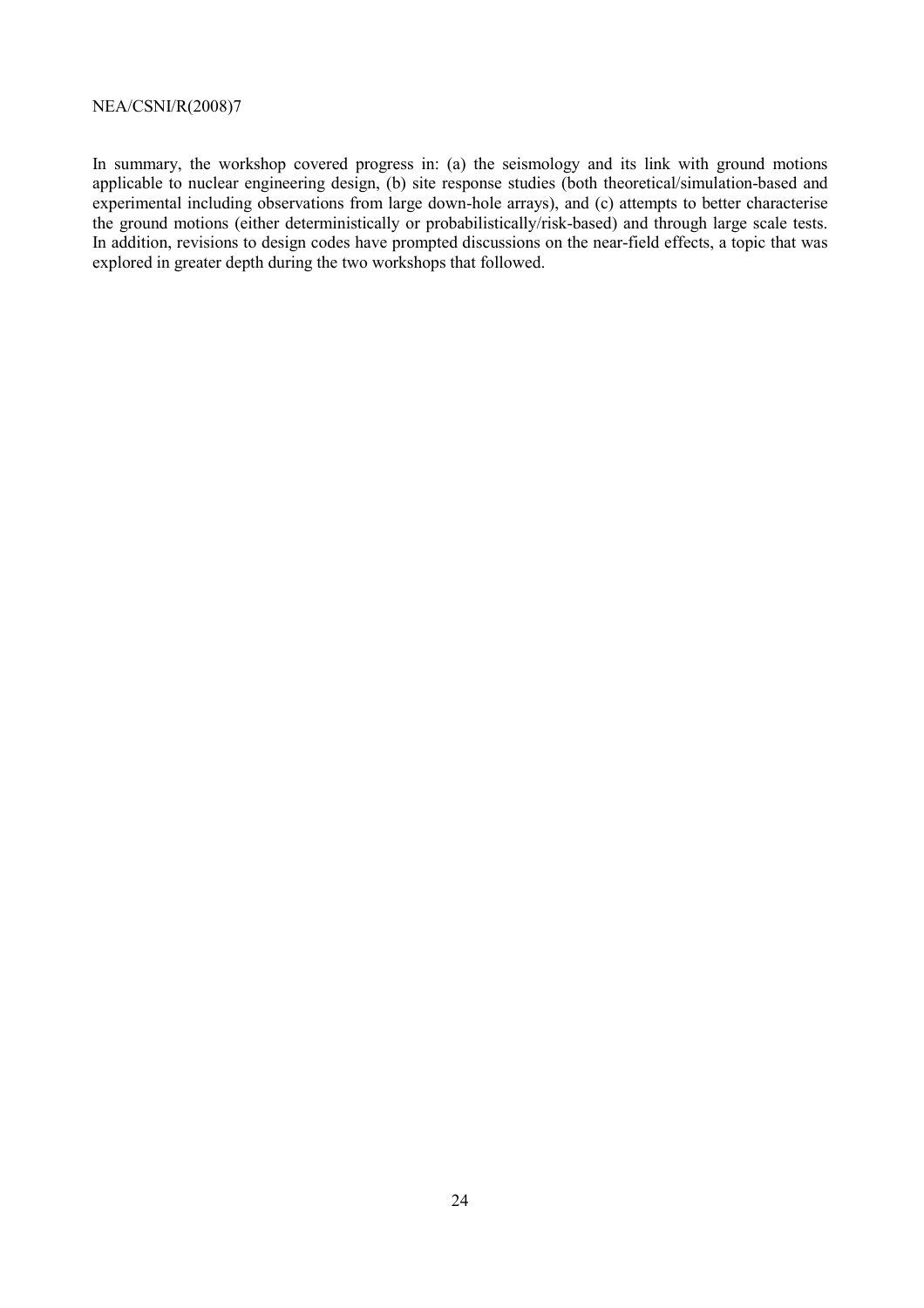In summary, the workshop covered progress in: (a) the seismology and its link with ground motions applicable to nuclear engineering design, (b) site response studies (both theoretical/simulation-based and experimental including observations from large down-hole arrays), and (c) attempts to better characterise the ground motions (either deterministically or probabilistically/risk-based) and through large scale tests. In addition, revisions to design codes have prompted discussions on the near-field effects, a topic that was explored in greater depth during the two workshops that followed.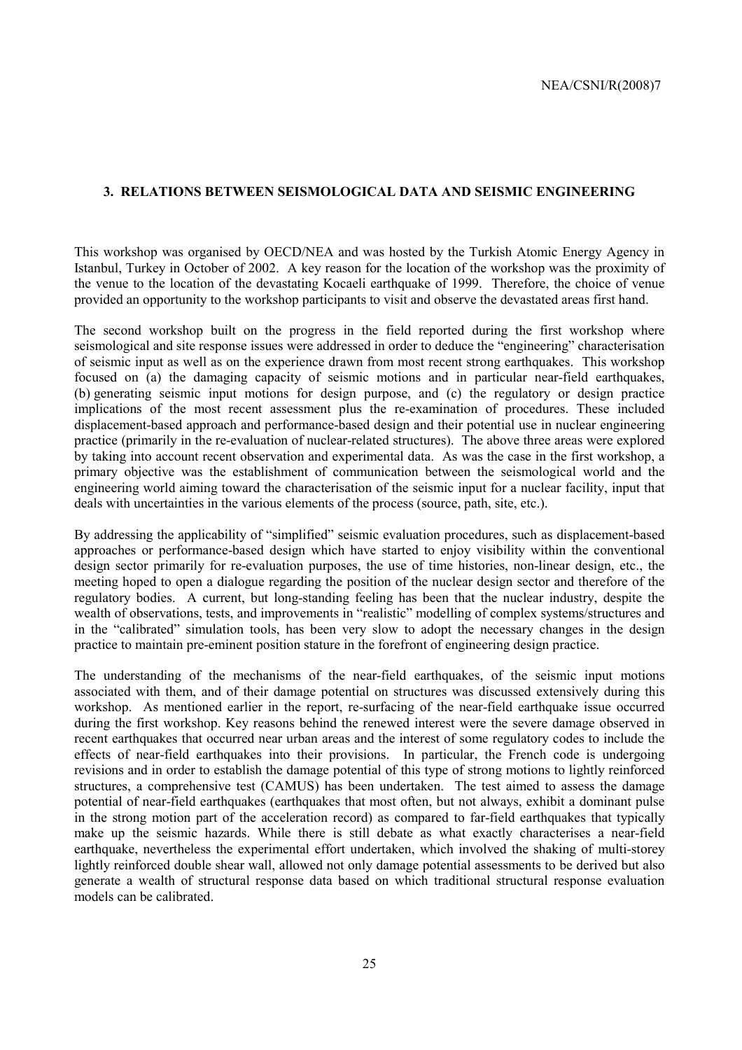## 3. RELATIONS BETWEEN SEISMOLOGICAL DATA AND SEISMIC ENGINEERING

This workshop was organised by OECD/NEA and was hosted by the Turkish Atomic Energy Agency in Istanbul, Turkey in October of 2002. A key reason for the location of the workshop was the proximity of the venue to the location of the devastating Kocaeli earthquake of 1999. Therefore, the choice of venue provided an opportunity to the workshop participants to visit and observe the devastated areas first hand.

The second workshop built on the progress in the field reported during the first workshop where seismological and site response issues were addressed in order to deduce the "engineering" characterisation of seismic input as well as on the experience drawn from most recent strong earthquakes. This workshop focused on (a) the damaging capacity of seismic motions and in particular near-field earthquakes, (b) generating seismic input motions for design purpose, and (c) the regulatory or design practice implications of the most recent assessment plus the re-examination of procedures. These included displacement-based approach and performance-based design and their potential use in nuclear engineering practice (primarily in the re-evaluation of nuclear-related structures). The above three areas were explored by taking into account recent observation and experimental data. As was the case in the first workshop, a primary objective was the establishment of communication between the seismological world and the engineering world aiming toward the characterisation of the seismic input for a nuclear facility, input that deals with uncertainties in the various elements of the process (source, path, site, etc.).

By addressing the applicability of "simplified" seismic evaluation procedures, such as displacement-based approaches or performance-based design which have started to enjoy visibility within the conventional design sector primarily for re-evaluation purposes, the use of time histories, non-linear design, etc., the meeting hoped to open a dialogue regarding the position of the nuclear design sector and therefore of the regulatory bodies. A current, but long-standing feeling has been that the nuclear industry, despite the wealth of observations, tests, and improvements in "realistic" modelling of complex systems/structures and in the "calibrated" simulation tools, has been very slow to adopt the necessary changes in the design practice to maintain pre-eminent position stature in the forefront of engineering design practice.

The understanding of the mechanisms of the near-field earthquakes, of the seismic input motions associated with them, and of their damage potential on structures was discussed extensively during this workshop. As mentioned earlier in the report, re-surfacing of the near-field earthquake issue occurred during the first workshop. Key reasons behind the renewed interest were the severe damage observed in recent earthquakes that occurred near urban areas and the interest of some regulatory codes to include the effects of near-field earthquakes into their provisions. In particular, the French code is undergoing revisions and in order to establish the damage potential of this type of strong motions to lightly reinforced structures, a comprehensive test (CAMUS) has been undertaken. The test aimed to assess the damage potential of near-field earthquakes (earthquakes that most often, but not always, exhibit a dominant pulse in the strong motion part of the acceleration record) as compared to far-field earthquakes that typically make up the seismic hazards. While there is still debate as what exactly characterises a near-field earthquake, nevertheless the experimental effort undertaken, which involved the shaking of multi-storey lightly reinforced double shear wall, allowed not only damage potential assessments to be derived but also generate a wealth of structural response data based on which traditional structural response evaluation models can be calibrated.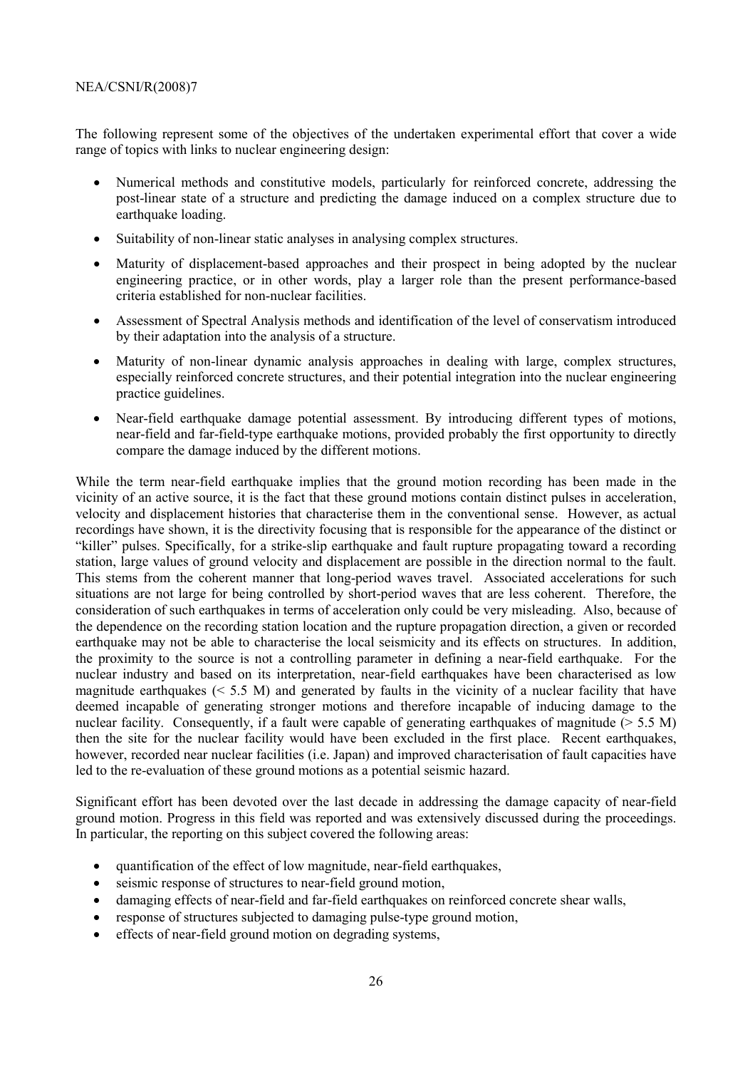The following represent some of the objectives of the undertaken experimental effort that cover a wide range of topics with links to nuclear engineering design:

- Numerical methods and constitutive models, particularly for reinforced concrete, addressing the post-linear state of a structure and predicting the damage induced on a complex structure due to earthquake loading.
- Suitability of non-linear static analyses in analysing complex structures.
- Maturity of displacement-based approaches and their prospect in being adopted by the nuclear engineering practice, or in other words, play a larger role than the present performance-based criteria established for non-nuclear facilities.
- Assessment of Spectral Analysis methods and identification of the level of conservatism introduced by their adaptation into the analysis of a structure.
- Maturity of non-linear dynamic analysis approaches in dealing with large, complex structures, especially reinforced concrete structures, and their potential integration into the nuclear engineering practice guidelines.
- Near-field earthquake damage potential assessment. By introducing different types of motions, near-field and far-field-type earthquake motions, provided probably the first opportunity to directly compare the damage induced by the different motions.

While the term near-field earthquake implies that the ground motion recording has been made in the vicinity of an active source, it is the fact that these ground motions contain distinct pulses in acceleration, velocity and displacement histories that characterise them in the conventional sense. However, as actual recordings have shown, it is the directivity focusing that is responsible for the appearance of the distinct or "killer" pulses. Specifically, for a strike-slip earthquake and fault rupture propagating toward a recording station, large values of ground velocity and displacement are possible in the direction normal to the fault. This stems from the coherent manner that long-period waves travel. Associated accelerations for such situations are not large for being controlled by short-period waves that are less coherent. Therefore, the consideration of such earthquakes in terms of acceleration only could be very misleading. Also, because of the dependence on the recording station location and the rupture propagation direction, a given or recorded earthquake may not be able to characterise the local seismicity and its effects on structures. In addition, the proximity to the source is not a controlling parameter in defining a near-field earthquake. For the nuclear industry and based on its interpretation, near-field earthquakes have been characterised as low magnitude earthquakes (< 5.5 M) and generated by faults in the vicinity of a nuclear facility that have deemed incapable of generating stronger motions and therefore incapable of inducing damage to the nuclear facility. Consequently, if a fault were capable of generating earthquakes of magnitude (> 5.5 M) then the site for the nuclear facility would have been excluded in the first place. Recent earthquakes, however, recorded near nuclear facilities (i.e. Japan) and improved characterisation of fault capacities have led to the re-evaluation of these ground motions as a potential seismic hazard.

Significant effort has been devoted over the last decade in addressing the damage capacity of near-field ground motion. Progress in this field was reported and was extensively discussed during the proceedings. In particular, the reporting on this subject covered the following areas:

- quantification of the effect of low magnitude, near-field earthquakes,
- seismic response of structures to near-field ground motion,
- damaging effects of near-field and far-field earthquakes on reinforced concrete shear walls,
- response of structures subjected to damaging pulse-type ground motion,
- effects of near-field ground motion on degrading systems,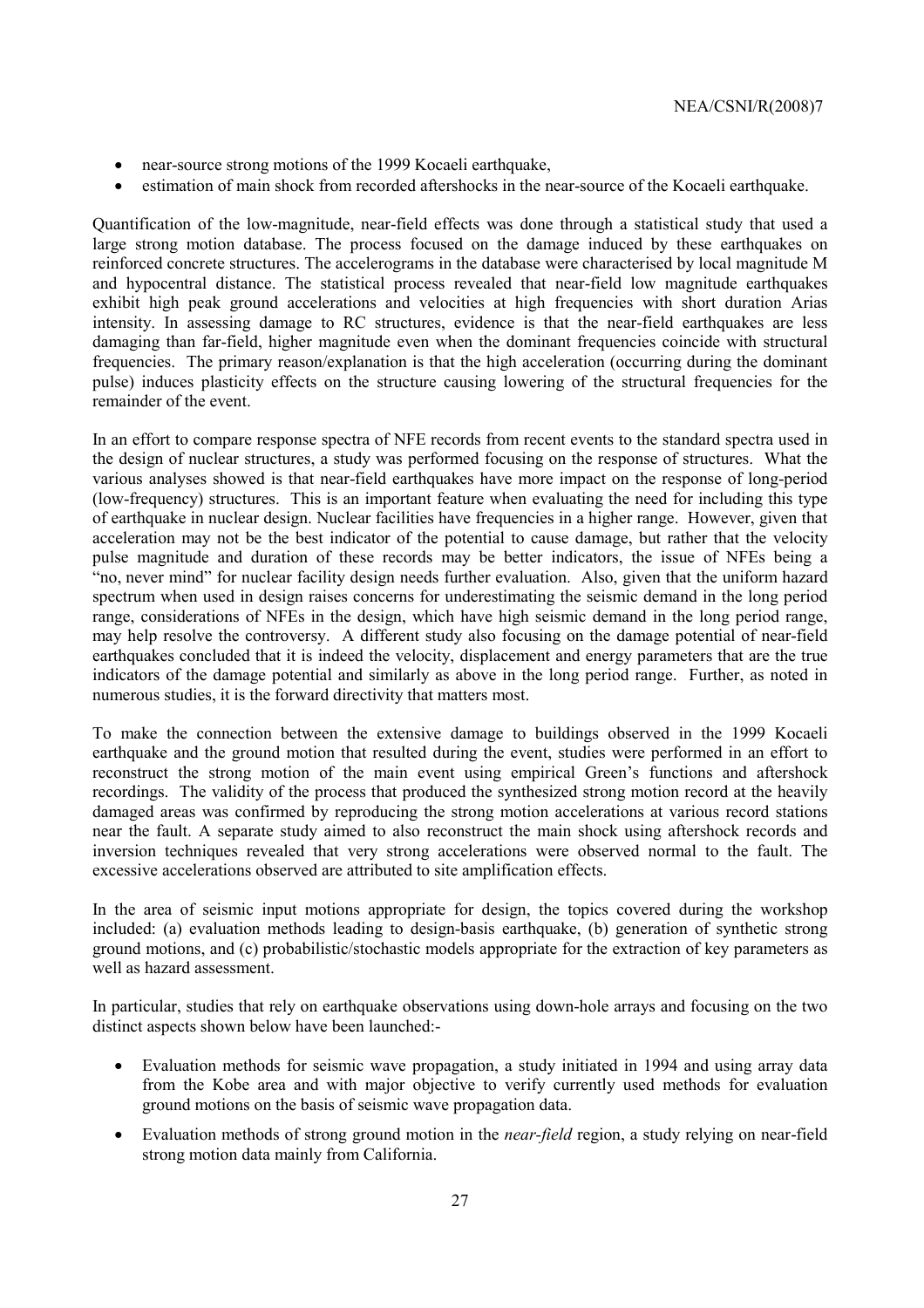- near-source strong motions of the 1999 Kocaeli earthquake,
- estimation of main shock from recorded aftershocks in the near-source of the Kocaeli earthquake.

Quantification of the low-magnitude, near-field effects was done through a statistical study that used a large strong motion database. The process focused on the damage induced by these earthquakes on reinforced concrete structures. The accelerograms in the database were characterised by local magnitude M and hypocentral distance. The statistical process revealed that near-field low magnitude earthquakes exhibit high peak ground accelerations and velocities at high frequencies with short duration Arias intensity. In assessing damage to RC structures, evidence is that the near-field earthquakes are less damaging than far-field, higher magnitude even when the dominant frequencies coincide with structural frequencies. The primary reason/explanation is that the high acceleration (occurring during the dominant pulse) induces plasticity effects on the structure causing lowering of the structural frequencies for the remainder of the event.

In an effort to compare response spectra of NFE records from recent events to the standard spectra used in the design of nuclear structures, a study was performed focusing on the response of structures. What the various analyses showed is that near-field earthquakes have more impact on the response of long-period (low-frequency) structures. This is an important feature when evaluating the need for including this type of earthquake in nuclear design. Nuclear facilities have frequencies in a higher range. However, given that acceleration may not be the best indicator of the potential to cause damage, but rather that the velocity pulse magnitude and duration of these records may be better indicators, the issue of NFEs being a "no, never mind" for nuclear facility design needs further evaluation. Also, given that the uniform hazard spectrum when used in design raises concerns for underestimating the seismic demand in the long period range, considerations of NFEs in the design, which have high seismic demand in the long period range, may help resolve the controversy. A different study also focusing on the damage potential of near-field earthquakes concluded that it is indeed the velocity, displacement and energy parameters that are the true indicators of the damage potential and similarly as above in the long period range. Further, as noted in numerous studies, it is the forward directivity that matters most.

To make the connection between the extensive damage to buildings observed in the 1999 Kocaeli earthquake and the ground motion that resulted during the event, studies were performed in an effort to reconstruct the strong motion of the main event using empirical Green's functions and aftershock recordings. The validity of the process that produced the synthesized strong motion record at the heavily damaged areas was confirmed by reproducing the strong motion accelerations at various record stations near the fault. A separate study aimed to also reconstruct the main shock using aftershock records and inversion techniques revealed that very strong accelerations were observed normal to the fault. The excessive accelerations observed are attributed to site amplification effects.

In the area of seismic input motions appropriate for design, the topics covered during the workshop included: (a) evaluation methods leading to design-basis earthquake, (b) generation of synthetic strong ground motions, and (c) probabilistic/stochastic models appropriate for the extraction of key parameters as well as hazard assessment.

In particular, studies that rely on earthquake observations using down-hole arrays and focusing on the two distinct aspects shown below have been launched:-

- Evaluation methods for seismic wave propagation, a study initiated in 1994 and using array data from the Kobe area and with major objective to verify currently used methods for evaluation ground motions on the basis of seismic wave propagation data.
- Evaluation methods of strong ground motion in the *near-field* region, a study relying on near-field strong motion data mainly from California.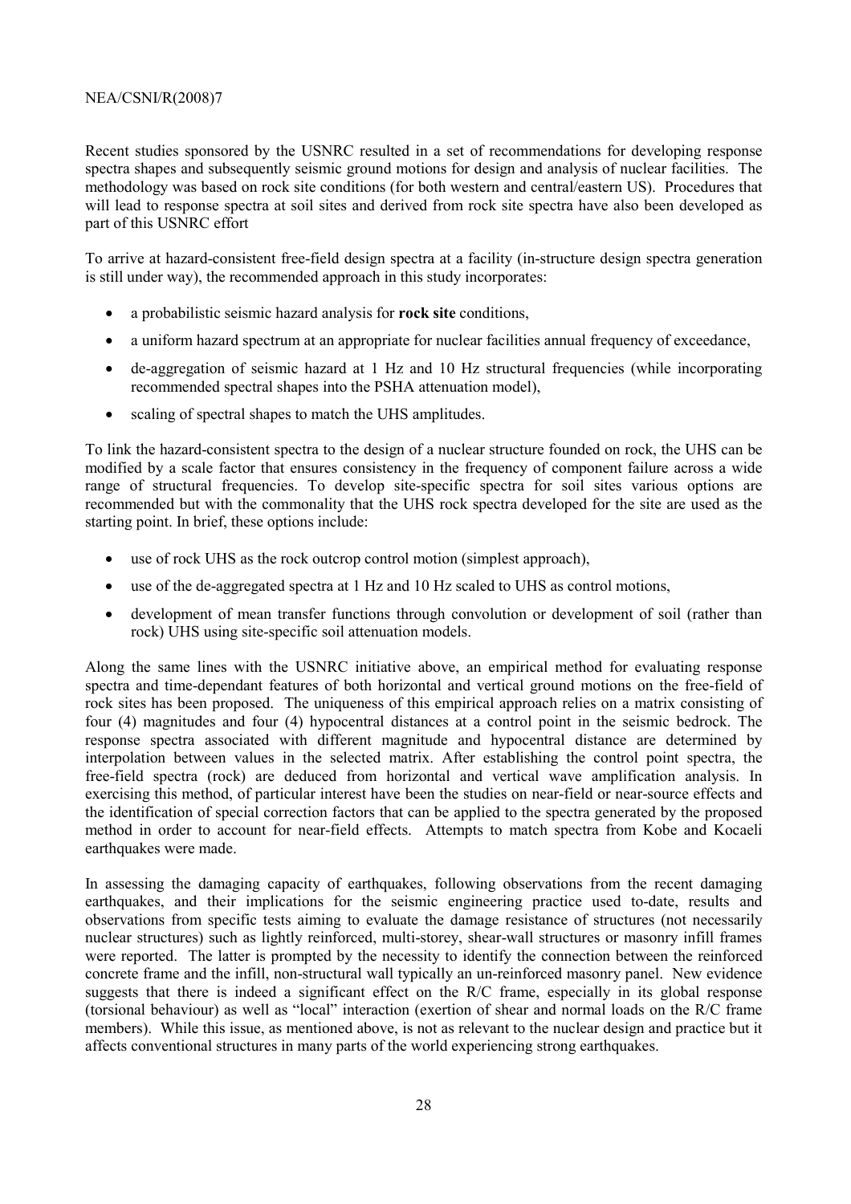Recent studies sponsored by the USNRC resulted in a set of recommendations for developing response spectra shapes and subsequently seismic ground motions for design and analysis of nuclear facilities. The methodology was based on rock site conditions (for both western and central/eastern US). Procedures that will lead to response spectra at soil sites and derived from rock site spectra have also been developed as part of this USNRC effort

To arrive at hazard-consistent free-field design spectra at a facility (in-structure design spectra generation is still under way), the recommended approach in this study incorporates:

- a probabilistic seismic hazard analysis for **rock site** conditions,
- a uniform hazard spectrum at an appropriate for nuclear facilities annual frequency of exceedance,
- de-aggregation of seismic hazard at 1 Hz and 10 Hz structural frequencies (while incorporating recommended spectral shapes into the PSHA attenuation model),
- scaling of spectral shapes to match the UHS amplitudes.

To link the hazard-consistent spectra to the design of a nuclear structure founded on rock, the UHS can be modified by a scale factor that ensures consistency in the frequency of component failure across a wide range of structural frequencies. To develop site-specific spectra for soil sites various options are recommended but with the commonality that the UHS rock spectra developed for the site are used as the starting point. In brief, these options include:

- use of rock UHS as the rock outcrop control motion (simplest approach),
- use of the de-aggregated spectra at 1 Hz and 10 Hz scaled to UHS as control motions,
- development of mean transfer functions through convolution or development of soil (rather than rock) UHS using site-specific soil attenuation models.

Along the same lines with the USNRC initiative above, an empirical method for evaluating response spectra and time-dependant features of both horizontal and vertical ground motions on the free-field of rock sites has been proposed. The uniqueness of this empirical approach relies on a matrix consisting of four (4) magnitudes and four (4) hypocentral distances at a control point in the seismic bedrock. The response spectra associated with different magnitude and hypocentral distance are determined by interpolation between values in the selected matrix. After establishing the control point spectra, the free-field spectra (rock) are deduced from horizontal and vertical wave amplification analysis. In exercising this method, of particular interest have been the studies on near-field or near-source effects and the identification of special correction factors that can be applied to the spectra generated by the proposed method in order to account for near-field effects. Attempts to match spectra from Kobe and Kocaeli earthquakes were made.

In assessing the damaging capacity of earthquakes, following observations from the recent damaging earthquakes, and their implications for the seismic engineering practice used to-date, results and observations from specific tests aiming to evaluate the damage resistance of structures (not necessarily nuclear structures) such as lightly reinforced, multi-storey, shear-wall structures or masonry infill frames were reported. The latter is prompted by the necessity to identify the connection between the reinforced concrete frame and the infill, non-structural wall typically an un-reinforced masonry panel. New evidence suggests that there is indeed a significant effect on the R/C frame, especially in its global response (torsional behaviour) as well as "local" interaction (exertion of shear and normal loads on the R/C frame members). While this issue, as mentioned above, is not as relevant to the nuclear design and practice but it affects conventional structures in many parts of the world experiencing strong earthquakes.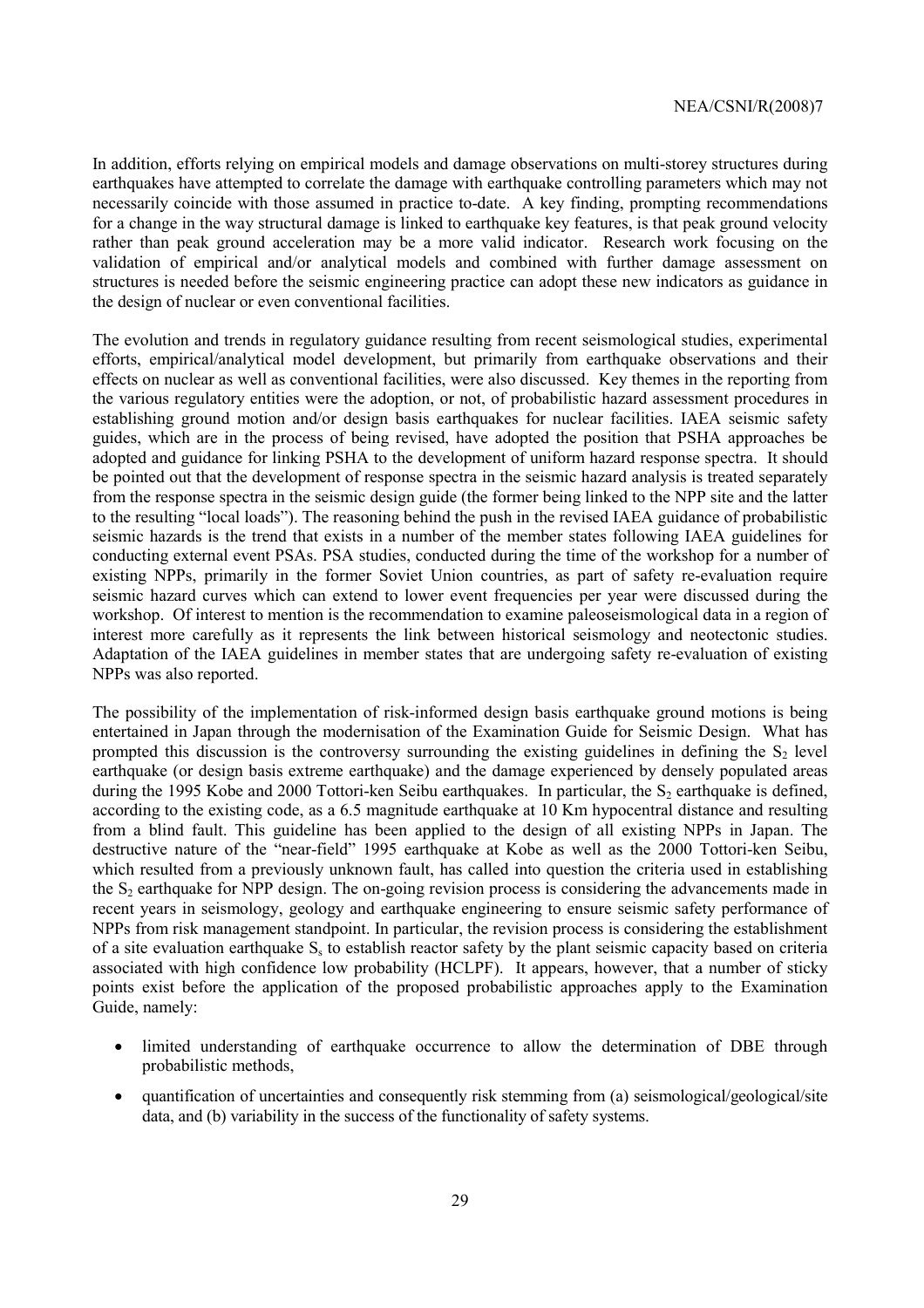In addition, efforts relying on empirical models and damage observations on multi-storey structures during earthquakes have attempted to correlate the damage with earthquake controlling parameters which may not necessarily coincide with those assumed in practice to-date. A key finding, prompting recommendations for a change in the way structural damage is linked to earthquake key features, is that peak ground velocity rather than peak ground acceleration may be a more valid indicator. Research work focusing on the validation of empirical and/or analytical models and combined with further damage assessment on structures is needed before the seismic engineering practice can adopt these new indicators as guidance in the design of nuclear or even conventional facilities.

The evolution and trends in regulatory guidance resulting from recent seismological studies, experimental efforts, empirical/analytical model development, but primarily from earthquake observations and their effects on nuclear as well as conventional facilities, were also discussed. Key themes in the reporting from the various regulatory entities were the adoption, or not, of probabilistic hazard assessment procedures in establishing ground motion and/or design basis earthquakes for nuclear facilities. IAEA seismic safety guides, which are in the process of being revised, have adopted the position that PSHA approaches be adopted and guidance for linking PSHA to the development of uniform hazard response spectra. It should be pointed out that the development of response spectra in the seismic hazard analysis is treated separately from the response spectra in the seismic design guide (the former being linked to the NPP site and the latter to the resulting "local loads"). The reasoning behind the push in the revised IAEA guidance of probabilistic seismic hazards is the trend that exists in a number of the member states following IAEA guidelines for conducting external event PSAs. PSA studies, conducted during the time of the workshop for a number of existing NPPs, primarily in the former Soviet Union countries, as part of safety re-evaluation require seismic hazard curves which can extend to lower event frequencies per year were discussed during the workshop. Of interest to mention is the recommendation to examine paleoseismological data in a region of interest more carefully as it represents the link between historical seismology and neotectonic studies. Adaptation of the IAEA guidelines in member states that are undergoing safety re-evaluation of existing NPPs was also reported.

The possibility of the implementation of risk-informed design basis earthquake ground motions is being entertained in Japan through the modernisation of the Examination Guide for Seismic Design. What has prompted this discussion is the controversy surrounding the existing guidelines in defining the $S_2$ level earthquake (or design basis extreme earthquake) and the damage experienced by densely populated areas during the 1995 Kobe and 2000 Tottori-ken Seibu earthquakes. In particular, the $S_2$ earthquake is defined, according to the existing code, as a 6.5 magnitude earthquake at 10 Km hypocentral distance and resulting from a blind fault. This guideline has been applied to the design of all existing NPPs in Japan. The destructive nature of the "near-field" 1995 earthquake at Kobe as well as the 2000 Tottori-ken Seibu, which resulted from a previously unknown fault, has called into question the criteria used in establishing the $S_2$ earthquake for NPP design. The on-going revision process is considering the advancements made in recent years in seismology, geology and earthquake engineering to ensure seismic safety performance of NPPs from risk management standpoint. In particular, the revision process is considering the establishment of a site evaluation earthquake $S_s$ to establish reactor safety by the plant seismic capacity based on criteria associated with high confidence low probability (HCLPF). It appears, however, that a number of sticky points exist before the application of the proposed probabilistic approaches apply to the Examination Guide, namely:

- limited understanding of earthquake occurrence to allow the determination of DBE through probabilistic methods,
- quantification of uncertainties and consequently risk stemming from (a) seismological/geological/site data, and (b) variability in the success of the functionality of safety systems.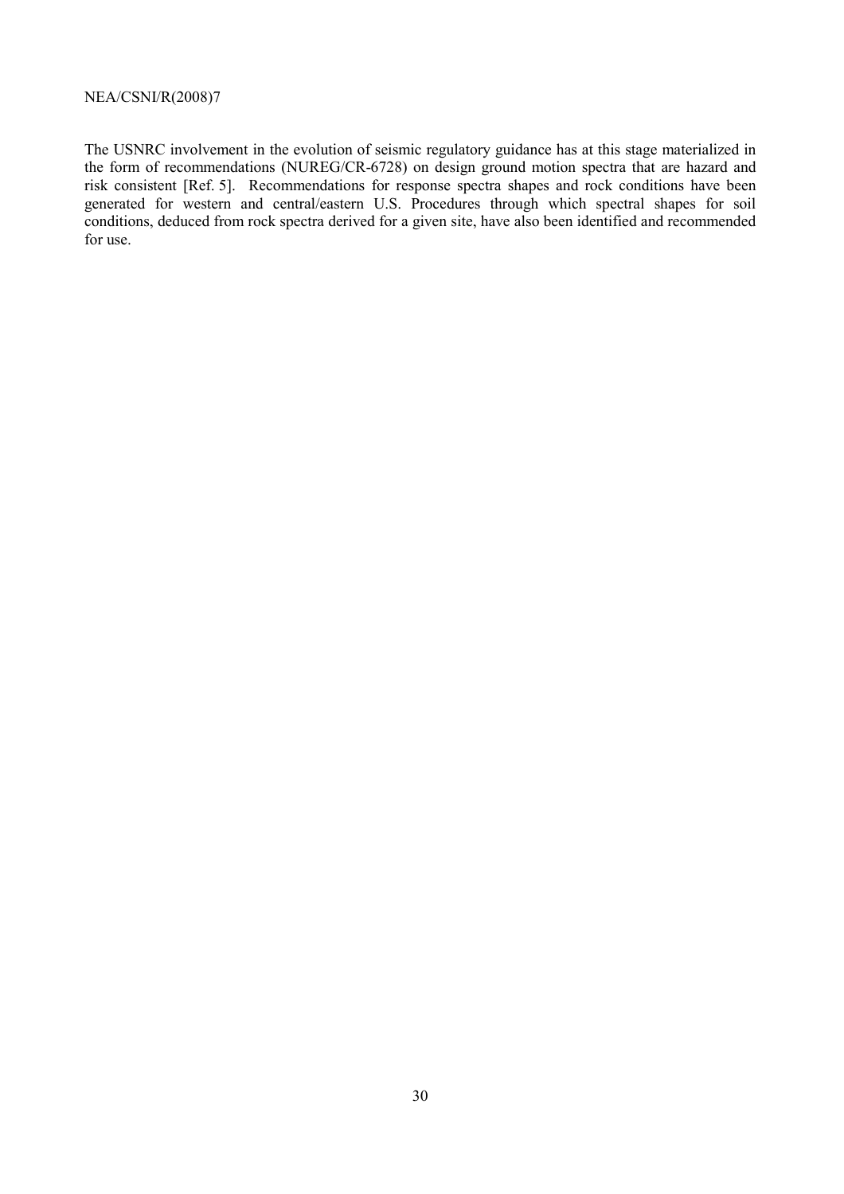The USNRC involvement in the evolution of seismic regulatory guidance has at this stage materialized in the form of recommendations (NUREG/CR-6728) on design ground motion spectra that are hazard and risk consistent [Ref. 5]. Recommendations for response spectra shapes and rock conditions have been generated for western and central/eastern U.S. Procedures through which spectral shapes for soil conditions, deduced from rock spectra derived for a given site, have also been identified and recommended for use.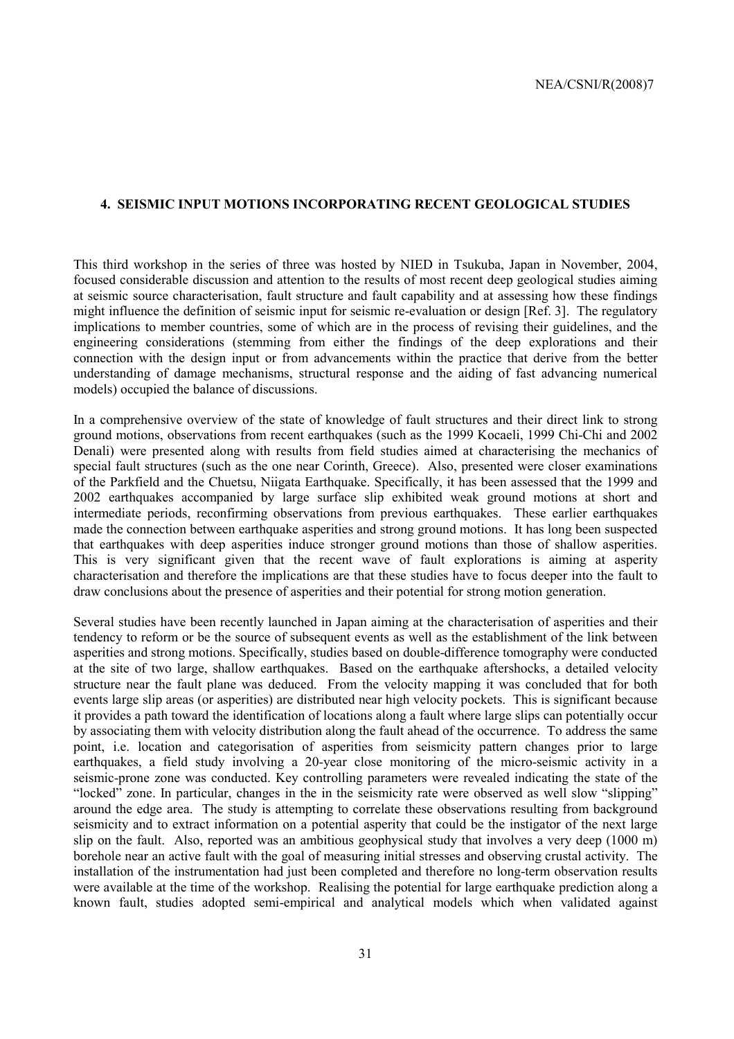## 4. SEISMIC INPUT MOTIONS INCORPORATING RECENT GEOLOGICAL STUDIES

This third workshop in the series of three was hosted by NIED in Tsukuba, Japan in November, 2004, focused considerable discussion and attention to the results of most recent deep geological studies aiming at seismic source characterisation, fault structure and fault capability and at assessing how these findings might influence the definition of seismic input for seismic re-evaluation or design [Ref. 3]. The regulatory implications to member countries, some of which are in the process of revising their guidelines, and the engineering considerations (stemming from either the findings of the deep explorations and their connection with the design input or from advancements within the practice that derive from the better understanding of damage mechanisms, structural response and the aiding of fast advancing numerical models) occupied the balance of discussions.

In a comprehensive overview of the state of knowledge of fault structures and their direct link to strong ground motions, observations from recent earthquakes (such as the 1999 Kocaeli, 1999 Chi-Chi and 2002 Denali) were presented along with results from field studies aimed at characterising the mechanics of special fault structures (such as the one near Corinth, Greece). Also, presented were closer examinations of the Parkfield and the Chuetsu, Niigata Earthquake. Specifically, it has been assessed that the 1999 and 2002 earthquakes accompanied by large surface slip exhibited weak ground motions at short and intermediate periods, reconfirming observations from previous earthquakes. These earlier earthquakes made the connection between earthquake asperities and strong ground motions. It has long been suspected that earthquakes with deep asperities induce stronger ground motions than those of shallow asperities. This is very significant given that the recent wave of fault explorations is aiming at asperity characterisation and therefore the implications are that these studies have to focus deeper into the fault to draw conclusions about the presence of asperities and their potential for strong motion generation.

Several studies have been recently launched in Japan aiming at the characterisation of asperities and their tendency to reform or be the source of subsequent events as well as the establishment of the link between asperities and strong motions. Specifically, studies based on double-difference tomography were conducted at the site of two large, shallow earthquakes. Based on the earthquake aftershocks, a detailed velocity structure near the fault plane was deduced. From the velocity mapping it was concluded that for both events large slip areas (or asperities) are distributed near high velocity pockets. This is significant because it provides a path toward the identification of locations along a fault where large slips can potentially occur by associating them with velocity distribution along the fault ahead of the occurrence. To address the same point, i.e. location and categorisation of asperities from seismicity pattern changes prior to large earthquakes, a field study involving a 20-year close monitoring of the micro-seismic activity in a seismic-prone zone was conducted. Key controlling parameters were revealed indicating the state of the "locked" zone. In particular, changes in the in the seismicity rate were observed as well slow "slipping" around the edge area. The study is attempting to correlate these observations resulting from background seismicity and to extract information on a potential asperity that could be the instigator of the next large slip on the fault. Also, reported was an ambitious geophysical study that involves a very deep (1000 m) borehole near an active fault with the goal of measuring initial stresses and observing crustal activity. The installation of the instrumentation had just been completed and therefore no long-term observation results were available at the time of the workshop. Realising the potential for large earthquake prediction along a known fault, studies adopted semi-empirical and analytical models which when validated against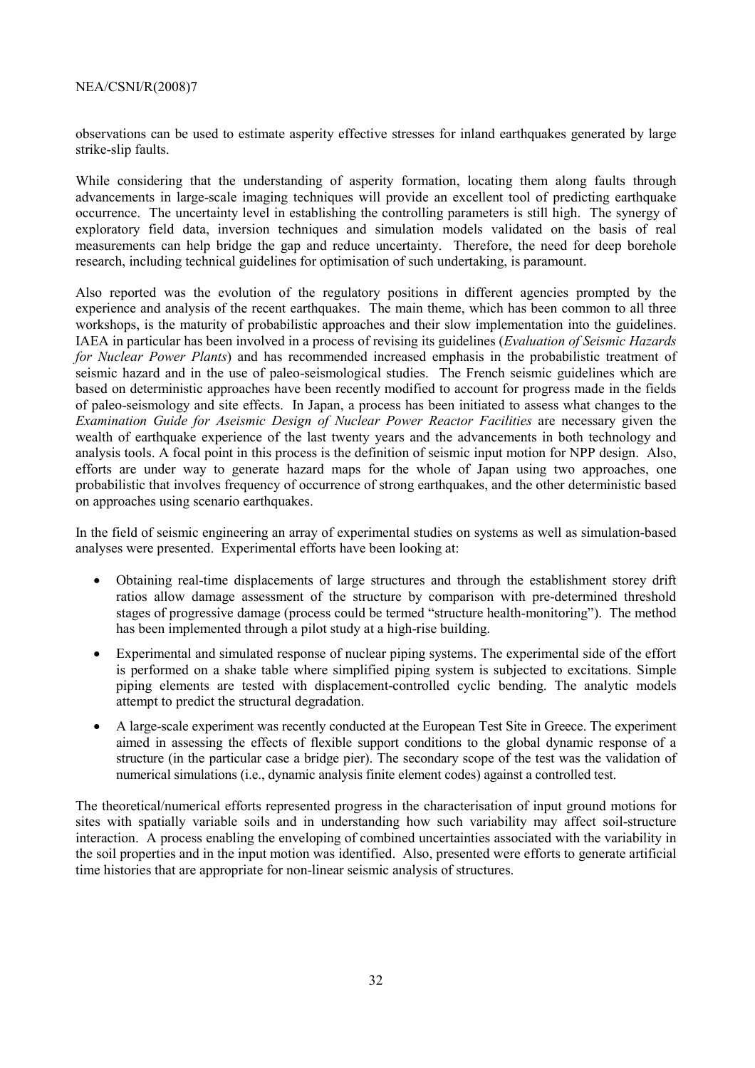observations can be used to estimate asperity effective stresses for inland earthquakes generated by large strike-slip faults.

While considering that the understanding of asperity formation, locating them along faults through advancements in large-scale imaging techniques will provide an excellent tool of predicting earthquake occurrence. The uncertainty level in establishing the controlling parameters is still high. The synergy of exploratory field data, inversion techniques and simulation models validated on the basis of real measurements can help bridge the gap and reduce uncertainty. Therefore, the need for deep borehole research, including technical guidelines for optimisation of such undertaking, is paramount.

Also reported was the evolution of the regulatory positions in different agencies prompted by the experience and analysis of the recent earthquakes. The main theme, which has been common to all three workshops, is the maturity of probabilistic approaches and their slow implementation into the guidelines. IAEA in particular has been involved in a process of revising its guidelines (*Evaluation of Seismic Hazards for Nuclear Power Plants*) and has recommended increased emphasis in the probabilistic treatment of seismic hazard and in the use of paleo-seismological studies. The French seismic guidelines which are based on deterministic approaches have been recently modified to account for progress made in the fields of paleo-seismology and site effects. In Japan, a process has been initiated to assess what changes to the *Examination Guide for Aseismic Design of Nuclear Power Reactor Facilities* are necessary given the wealth of earthquake experience of the last twenty years and the advancements in both technology and analysis tools. A focal point in this process is the definition of seismic input motion for NPP design. Also, efforts are under way to generate hazard maps for the whole of Japan using two approaches, one probabilistic that involves frequency of occurrence of strong earthquakes, and the other deterministic based on approaches using scenario earthquakes.

In the field of seismic engineering an array of experimental studies on systems as well as simulation-based analyses were presented. Experimental efforts have been looking at:

- Obtaining real-time displacements of large structures and through the establishment storey drift ratios allow damage assessment of the structure by comparison with pre-determined threshold stages of progressive damage (process could be termed "structure health-monitoring"). The method has been implemented through a pilot study at a high-rise building.
- Experimental and simulated response of nuclear piping systems. The experimental side of the effort is performed on a shake table where simplified piping system is subjected to excitations. Simple piping elements are tested with displacement-controlled cyclic bending. The analytic models attempt to predict the structural degradation.
- A large-scale experiment was recently conducted at the European Test Site in Greece. The experiment aimed in assessing the effects of flexible support conditions to the global dynamic response of a structure (in the particular case a bridge pier). The secondary scope of the test was the validation of numerical simulations (i.e., dynamic analysis finite element codes) against a controlled test.

The theoretical/numerical efforts represented progress in the characterisation of input ground motions for sites with spatially variable soils and in understanding how such variability may affect soil-structure interaction. A process enabling the enveloping of combined uncertainties associated with the variability in the soil properties and in the input motion was identified. Also, presented were efforts to generate artificial time histories that are appropriate for non-linear seismic analysis of structures.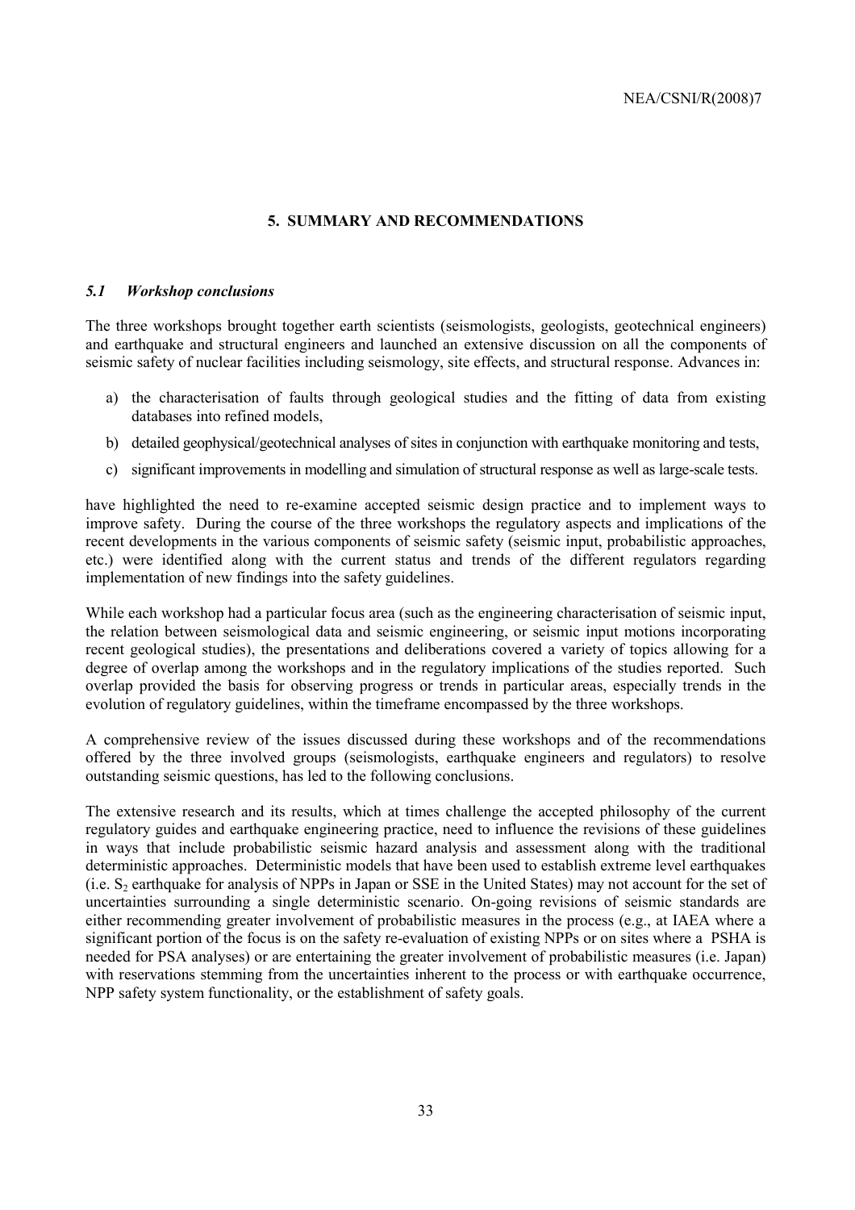# 5. SUMMARY AND RECOMMENDATIONS

## *5.1 Workshop conclusions*

The three workshops brought together earth scientists (seismologists, geologists, geotechnical engineers) and earthquake and structural engineers and launched an extensive discussion on all the components of seismic safety of nuclear facilities including seismology, site effects, and structural response. Advances in:

a) the characterisation of faults through geological studies and the fitting of data from existing databases into refined models,
b) detailed geophysical/geotechnical analyses of sites in conjunction with earthquake monitoring and tests,
c) significant improvements in modelling and simulation of structural response as well as large-scale tests.

have highlighted the need to re-examine accepted seismic design practice and to implement ways to improve safety. During the course of the three workshops the regulatory aspects and implications of the recent developments in the various components of seismic safety (seismic input, probabilistic approaches, etc.) were identified along with the current status and trends of the different regulators regarding implementation of new findings into the safety guidelines.

While each workshop had a particular focus area (such as the engineering characterisation of seismic input, the relation between seismological data and seismic engineering, or seismic input motions incorporating recent geological studies), the presentations and deliberations covered a variety of topics allowing for a degree of overlap among the workshops and in the regulatory implications of the studies reported. Such overlap provided the basis for observing progress or trends in particular areas, especially trends in the evolution of regulatory guidelines, within the timeframe encompassed by the three workshops.

A comprehensive review of the issues discussed during these workshops and of the recommendations offered by the three involved groups (seismologists, earthquake engineers and regulators) to resolve outstanding seismic questions, has led to the following conclusions.

The extensive research and its results, which at times challenge the accepted philosophy of the current regulatory guides and earthquake engineering practice, need to influence the revisions of these guidelines in ways that include probabilistic seismic hazard analysis and assessment along with the traditional deterministic approaches. Deterministic models that have been used to establish extreme level earthquakes (i.e. $S_2$ earthquake for analysis of NPPs in Japan or SSE in the United States) may not account for the set of uncertainties surrounding a single deterministic scenario. On-going revisions of seismic standards are either recommending greater involvement of probabilistic measures in the process (e.g., at IAEA where a significant portion of the focus is on the safety re-evaluation of existing NPPs or on sites where a PSHA is needed for PSA analyses) or are entertaining the greater involvement of probabilistic measures (i.e. Japan) with reservations stemming from the uncertainties inherent to the process or with earthquake occurrence, NPP safety system functionality, or the establishment of safety goals.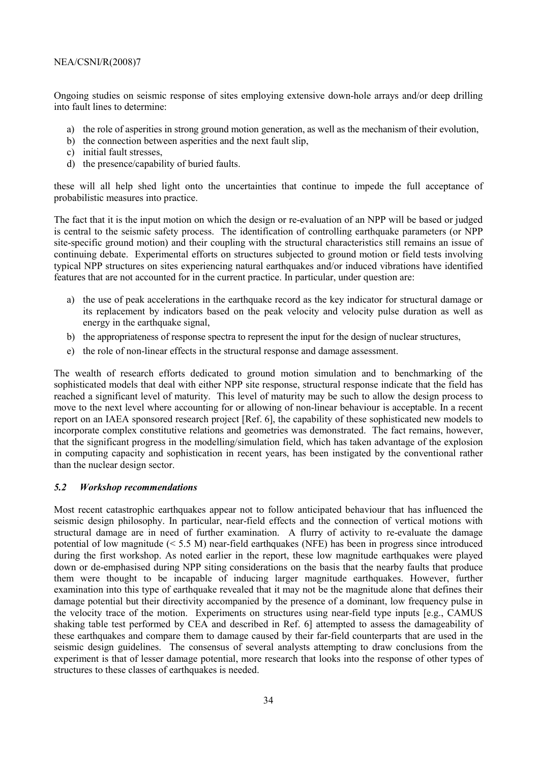Ongoing studies on seismic response of sites employing extensive down-hole arrays and/or deep drilling into fault lines to determine:

a) the role of asperities in strong ground motion generation, as well as the mechanism of their evolution,
b) the connection between asperities and the next fault slip,
c) initial fault stresses,
d) the presence/capability of buried faults.

these will all help shed light onto the uncertainties that continue to impede the full acceptance of probabilistic measures into practice.

The fact that it is the input motion on which the design or re-evaluation of an NPP will be based or judged is central to the seismic safety process. The identification of controlling earthquake parameters (or NPP site-specific ground motion) and their coupling with the structural characteristics still remains an issue of continuing debate. Experimental efforts on structures subjected to ground motion or field tests involving typical NPP structures on sites experiencing natural earthquakes and/or induced vibrations have identified features that are not accounted for in the current practice. In particular, under question are:

a) the use of peak accelerations in the earthquake record as the key indicator for structural damage or its replacement by indicators based on the peak velocity and velocity pulse duration as well as energy in the earthquake signal,
b) the appropriateness of response spectra to represent the input for the design of nuclear structures,
e) the role of non-linear effects in the structural response and damage assessment.

The wealth of research efforts dedicated to ground motion simulation and to benchmarking of the sophisticated models that deal with either NPP site response, structural response indicate that the field has reached a significant level of maturity. This level of maturity may be such to allow the design process to move to the next level where accounting for or allowing of non-linear behaviour is acceptable. In a recent report on an IAEA sponsored research project [Ref. 6], the capability of these sophisticated new models to incorporate complex constitutive relations and geometries was demonstrated. The fact remains, however, that the significant progress in the modelling/simulation field, which has taken advantage of the explosion in computing capacity and sophistication in recent years, has been instigated by the conventional rather than the nuclear design sector.

### *5.2 Workshop recommendations*

Most recent catastrophic earthquakes appear not to follow anticipated behaviour that has influenced the seismic design philosophy. In particular, near-field effects and the connection of vertical motions with structural damage are in need of further examination. A flurry of activity to re-evaluate the damage potential of low magnitude (< 5.5 M) near-field earthquakes (NFE) has been in progress since introduced during the first workshop. As noted earlier in the report, these low magnitude earthquakes were played down or de-emphasised during NPP siting considerations on the basis that the nearby faults that produce them were thought to be incapable of inducing larger magnitude earthquakes. However, further examination into this type of earthquake revealed that it may not be the magnitude alone that defines their damage potential but their directivity accompanied by the presence of a dominant, low frequency pulse in the velocity trace of the motion. Experiments on structures using near-field type inputs [e.g., CAMUS shaking table test performed by CEA and described in Ref. 6] attempted to assess the damageability of these earthquakes and compare them to damage caused by their far-field counterparts that are used in the seismic design guidelines. The consensus of several analysts attempting to draw conclusions from the experiment is that of lesser damage potential, more research that looks into the response of other types of structures to these classes of earthquakes is needed.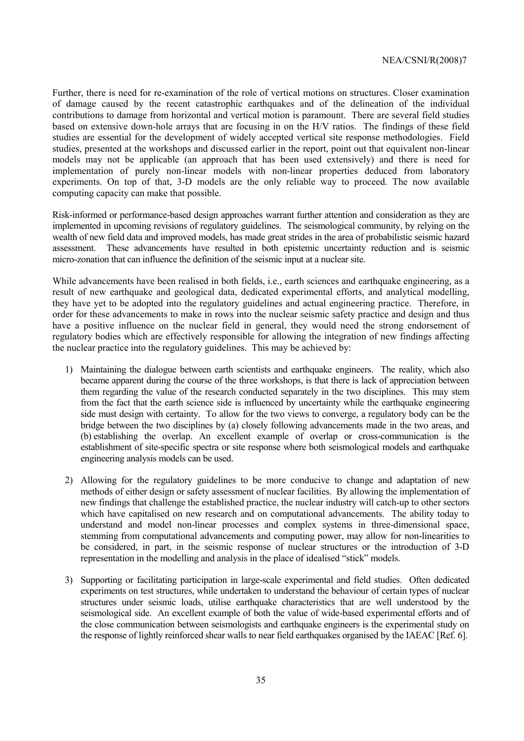Further, there is need for re-examination of the role of vertical motions on structures. Closer examination of damage caused by the recent catastrophic earthquakes and of the delineation of the individual contributions to damage from horizontal and vertical motion is paramount. There are several field studies based on extensive down-hole arrays that are focusing in on the H/V ratios. The findings of these field studies are essential for the development of widely accepted vertical site response methodologies. Field studies, presented at the workshops and discussed earlier in the report, point out that equivalent non-linear models may not be applicable (an approach that has been used extensively) and there is need for implementation of purely non-linear models with non-linear properties deduced from laboratory experiments. On top of that, 3-D models are the only reliable way to proceed. The now available computing capacity can make that possible.

Risk-informed or performance-based design approaches warrant further attention and consideration as they are implemented in upcoming revisions of regulatory guidelines. The seismological community, by relying on the wealth of new field data and improved models, has made great strides in the area of probabilistic seismic hazard assessment. These advancements have resulted in both epistemic uncertainty reduction and is seismic micro-zonation that can influence the definition of the seismic input at a nuclear site.

While advancements have been realised in both fields, i.e., earth sciences and earthquake engineering, as a result of new earthquake and geological data, dedicated experimental efforts, and analytical modelling, they have yet to be adopted into the regulatory guidelines and actual engineering practice. Therefore, in order for these advancements to make in rows into the nuclear seismic safety practice and design and thus have a positive influence on the nuclear field in general, they would need the strong endorsement of regulatory bodies which are effectively responsible for allowing the integration of new findings affecting the nuclear practice into the regulatory guidelines. This may be achieved by:

1) Maintaining the dialogue between earth scientists and earthquake engineers. The reality, which also became apparent during the course of the three workshops, is that there is lack of appreciation between them regarding the value of the research conducted separately in the two disciplines. This may stem from the fact that the earth science side is influenced by uncertainty while the earthquake engineering side must design with certainty. To allow for the two views to converge, a regulatory body can be the bridge between the two disciplines by (a) closely following advancements made in the two areas, and (b) establishing the overlap. An excellent example of overlap or cross-communication is the establishment of site-specific spectra or site response where both seismological models and earthquake engineering analysis models can be used.

2) Allowing for the regulatory guidelines to be more conducive to change and adaptation of new methods of either design or safety assessment of nuclear facilities. By allowing the implementation of new findings that challenge the established practice, the nuclear industry will catch-up to other sectors which have capitalised on new research and on computational advancements. The ability today to understand and model non-linear processes and complex systems in three-dimensional space, stemming from computational advancements and computing power, may allow for non-linearities to be considered, in part, in the seismic response of nuclear structures or the introduction of 3-D representation in the modelling and analysis in the place of idealised "stick" models.

3) Supporting or facilitating participation in large-scale experimental and field studies. Often dedicated experiments on test structures, while undertaken to understand the behaviour of certain types of nuclear structures under seismic loads, utilise earthquake characteristics that are well understood by the seismological side. An excellent example of both the value of wide-based experimental efforts and of the close communication between seismologists and earthquake engineers is the experimental study on the response of lightly reinforced shear walls to near field earthquakes organised by the IAEAC [Ref. 6].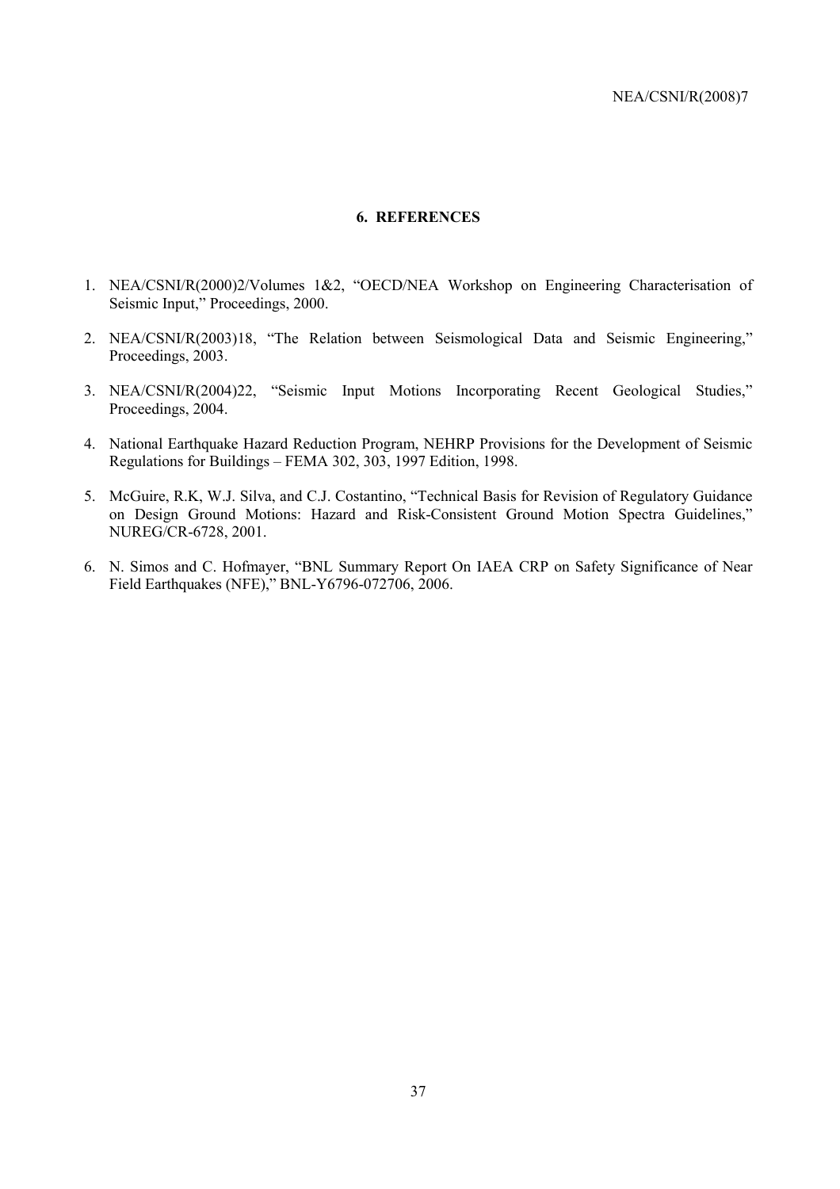## 6. REFERENCES

1. NEA/CSNI/R(2000)2/Volumes 1&2, "OECD/NEA Workshop on Engineering Characterisation of Seismic Input," Proceedings, 2000.

2. NEA/CSNI/R(2003)18, "The Relation between Seismological Data and Seismic Engineering," Proceedings, 2003.

3. NEA/CSNI/R(2004)22, "Seismic Input Motions Incorporating Recent Geological Studies," Proceedings, 2004.

4. National Earthquake Hazard Reduction Program, NEHRP Provisions for the Development of Seismic Regulations for Buildings – FEMA 302, 303, 1997 Edition, 1998.

5. McGuire, R.K, W.J. Silva, and C.J. Costantino, "Technical Basis for Revision of Regulatory Guidance on Design Ground Motions: Hazard and Risk-Consistent Ground Motion Spectra Guidelines," NUREG/CR-6728, 2001.

6. N. Simos and C. Hofmayer, "BNL Summary Report On IAEA CRP on Safety Significance of Near Field Earthquakes (NFE)," BNL-Y6796-072706, 2006.